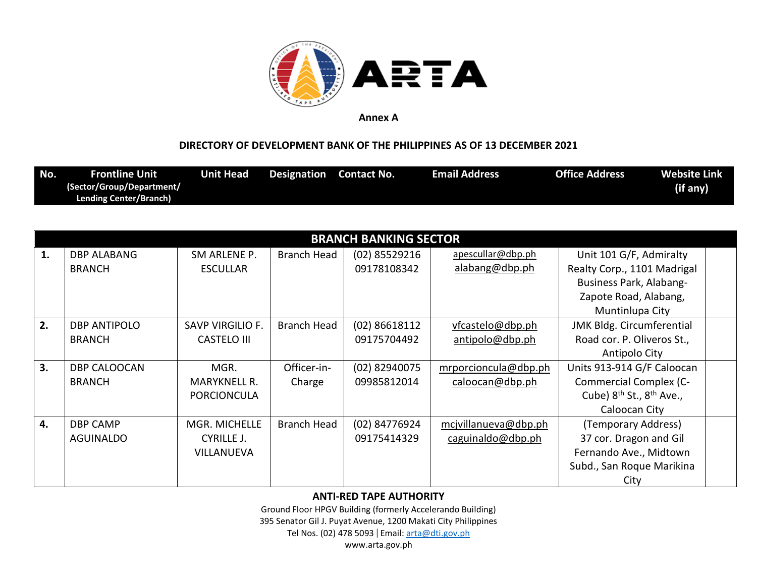**Annex A**

**DIRECTORY OF DEVELOPMENT BANK OF THE PHILIPPINES AS OF 13 DECEMBER 2021**

| No. | Frontline Unit (Sector/Group/Department/ Lending Center/Branch) | Unit Head | Designation | Contact No. | Email Address | Office Address | Website Link (if any) |
|---|---|---|---|---|---|---|---|
| **BRANCH BANKING SECTOR** | | | | | | | |
| **1.** | DBP ALABANG BRANCH | SM ARLENE P. ESCULLAR | Branch Head | (02) 85529216 09178108342 | apescullar@dbp.ph alabang@dbp.ph | Unit 101 G/F, Admiralty Realty Corp., 1101 Madrigal Business Park, Alabang-Zapote Road, Alabang, Muntinlupa City | |
| **2.** | DBP ANTIPOLO BRANCH | SAVP VIRGILIO F. CASTELO III | Branch Head | (02) 86618112 09175704492 | vfcastelo@dbp.ph antipolo@dbp.ph | JMK Bldg. Circumferential Road cor. P. Oliveros St., Antipolo City | |
| **3.** | DBP CALOOCAN BRANCH | MGR. MARYKNELL R. PORCIONCULA | Officer-in-Charge | (02) 82940075 09985812014 | mrporcioncula@dbp.ph caloocan@dbp.ph | Units 913-914 G/F Caloocan Commercial Complex (C-Cube) 8th St., 8th Ave., Caloocan City | |
| **4.** | DBP CAMP AGUINALDO | MGR. MICHELLE CYRILLE J. VILLANUEVA | Branch Head | (02) 84776924 09175414329 | mcjvillanueva@dbp.ph caguinaldo@dbp.ph | (Temporary Address) 37 cor. Dragon and Gil Fernando Ave., Midtown Subd., San Roque Marikina City | |

**ANTI-RED TAPE AUTHORITY**
Ground Floor HPGV Building (formerly Accelerando Building)
395 Senator Gil J. Puyat Avenue, 1200 Makati City Philippines
Tel Nos. (02) 478 5093 | Email: arta@dti.gov.ph
www.arta.gov.ph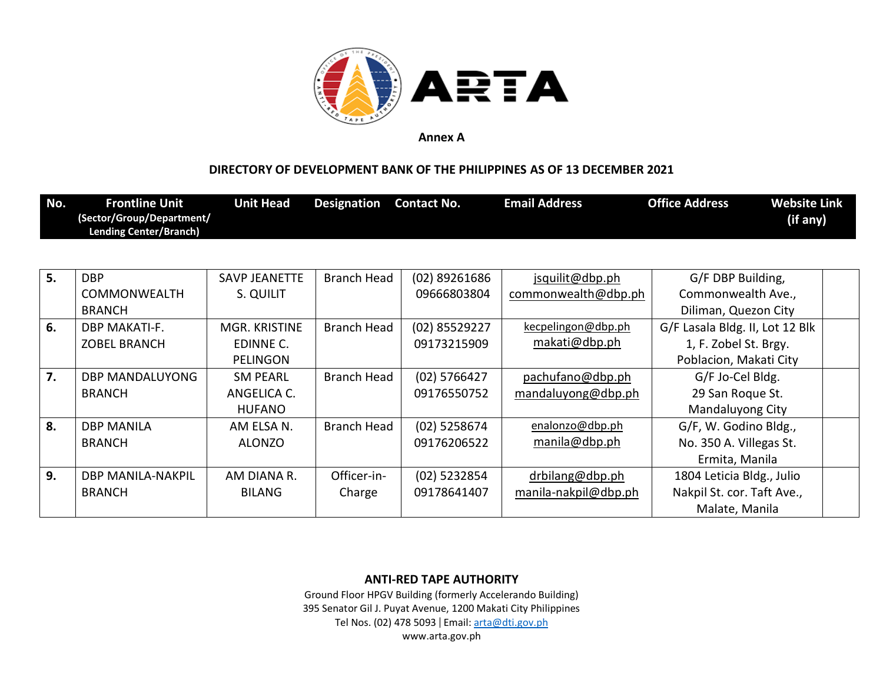Annex A

**DIRECTORY OF DEVELOPMENT BANK OF THE PHILIPPINES AS OF 13 DECEMBER 2021**

| No. | Frontline Unit (Sector/Group/Department/ Lending Center/Branch) | Unit Head | Designation | Contact No. | Email Address | Office Address | Website Link (if any) |
|---|---|---|---|---|---|---|---|
| 5. | DBP COMMONWEALTH BRANCH | SAVP JEANETTE S. QUILIT | Branch Head | (02) 89261686 09666803804 | jsquilit@dbp.ph commonwealth@dbp.ph | G/F DBP Building, Commonwealth Ave., Diliman, Quezon City | |
| 6. | DBP MAKATI-F. ZOBEL BRANCH | MGR. KRISTINE EDINNE C. PELINGON | Branch Head | (02) 85529227 09173215909 | kecpelingon@dbp.ph makati@dbp.ph | G/F Lasala Bldg. II, Lot 12 Blk 1, F. Zobel St. Brgy. Poblacion, Makati City | |
| 7. | DBP MANDALUYONG BRANCH | SM PEARL ANGELICA C. HUFANO | Branch Head | (02) 5766427 09176550752 | pachufano@dbp.ph mandaluyong@dbp.ph | G/F Jo-Cel Bldg. 29 San Roque St. Mandaluyong City | |
| 8. | DBP MANILA BRANCH | AM ELSA N. ALONZO | Branch Head | (02) 5258674 09176206522 | enalonzo@dbp.ph manila@dbp.ph | G/F, W. Godino Bldg., No. 350 A. Villegas St. Ermita, Manila | |
| 9. | DBP MANILA-NAKPIL BRANCH | AM DIANA R. BILANG | Officer-in-Charge | (02) 5232854 09178641407 | drbilang@dbp.ph manila-nakpil@dbp.ph | 1804 Leticia Bldg., Julio Nakpil St. cor. Taft Ave., Malate, Manila | |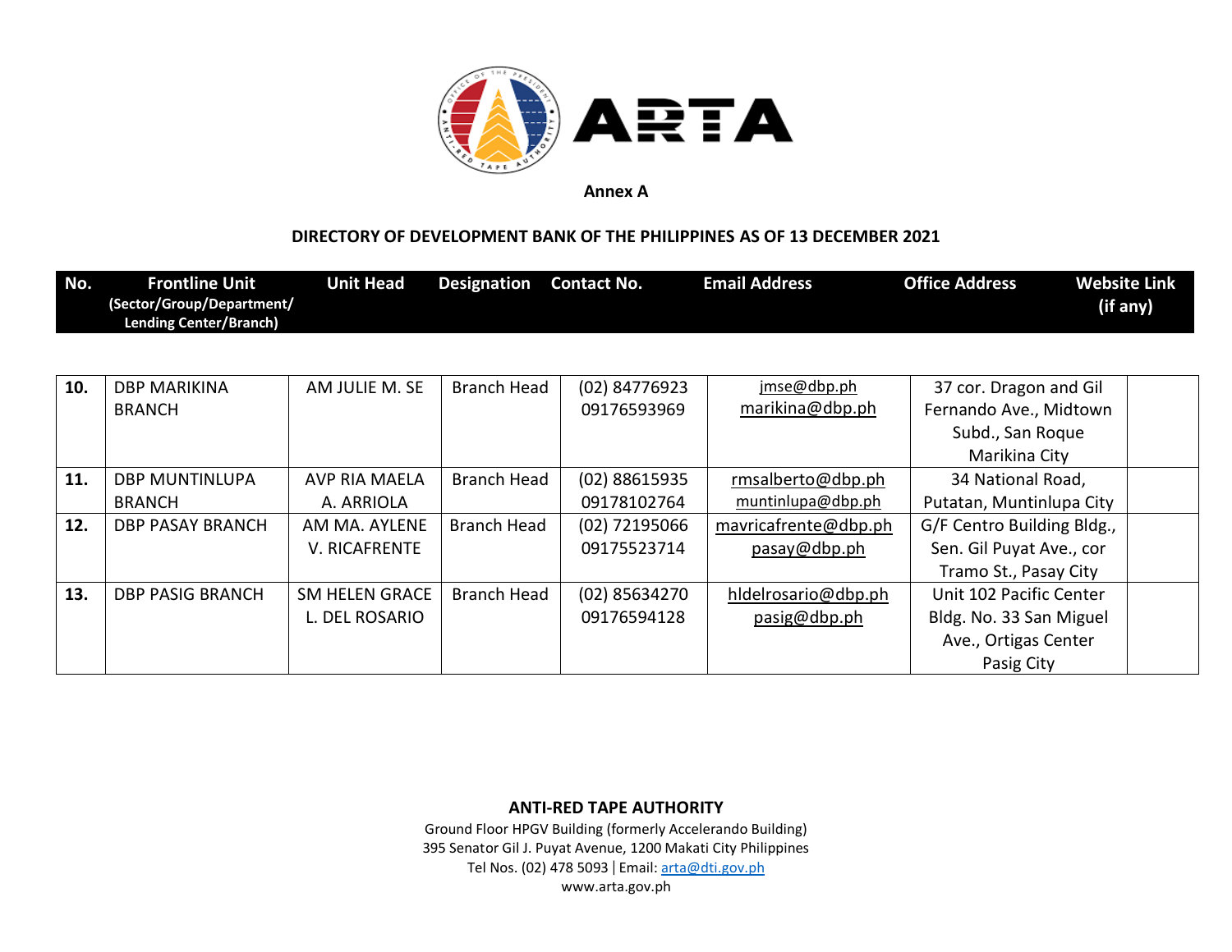**Annex A**

**DIRECTORY OF DEVELOPMENT BANK OF THE PHILIPPINES AS OF 13 DECEMBER 2021**

| No. | Frontline Unit (Sector/Group/Department/ Lending Center/Branch) | Unit Head | Designation | Contact No. | Email Address | Office Address | Website Link (if any) |
|---|---|---|---|---|---|---|---|
| 10. | DBP MARIKINA BRANCH | AM JULIE M. SE | Branch Head | (02) 84776923 09176593969 | jmse@dbp.ph marikina@dbp.ph | 37 cor. Dragon and Gil Fernando Ave., Midtown Subd., San Roque Marikina City | |
| 11. | DBP MUNTINLUPA BRANCH | AVP RIA MAELA A. ARRIOLA | Branch Head | (02) 88615935 09178102764 | rmsalberto@dbp.ph muntinlupa@dbp.ph | 34 National Road, Putatan, Muntinlupa City | |
| 12. | DBP PASAY BRANCH | AM MA. AYLENE V. RICAFRENTE | Branch Head | (02) 72195066 09175523714 | mavricafrente@dbp.ph pasay@dbp.ph | G/F Centro Building Bldg., Sen. Gil Puyat Ave., cor Tramo St., Pasay City | |
| 13. | DBP PASIG BRANCH | SM HELEN GRACE L. DEL ROSARIO | Branch Head | (02) 85634270 09176594128 | hldelrosario@dbp.ph pasig@dbp.ph | Unit 102 Pacific Center Bldg. No. 33 San Miguel Ave., Ortigas Center Pasig City | |

**ANTI-RED TAPE AUTHORITY**
Ground Floor HPGV Building (formerly Accelerando Building)
395 Senator Gil J. Puyat Avenue, 1200 Makati City Philippines
Tel Nos. (02) 478 5093 | Email: arta@dti.gov.ph
www.arta.gov.ph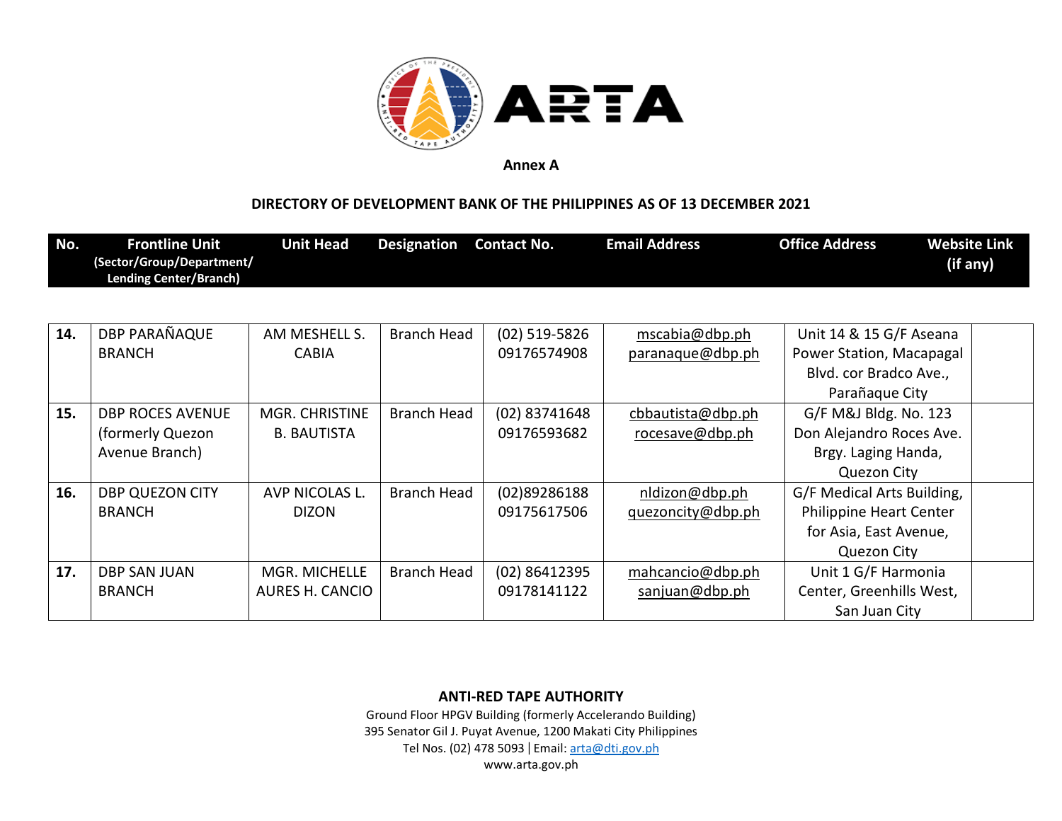**Annex A**

**DIRECTORY OF DEVELOPMENT BANK OF THE PHILIPPINES AS OF 13 DECEMBER 2021**

| No. | Frontline Unit (Sector/Group/Department/ Lending Center/Branch) | Unit Head | Designation | Contact No. | Email Address | Office Address | Website Link (if any) |
|---|---|---|---|---|---|---|---|
| **14.** | DBP PARAÑAQUE BRANCH | AM MESHELL S. CABIA | Branch Head | (02) 519-5826 09176574908 | mscabia@dbp.ph paranaque@dbp.ph | Unit 14 & 15 G/F Aseana Power Station, Macapagal Blvd. cor Bradco Ave., Parañaque City | |
| **15.** | DBP ROCES AVENUE (formerly Quezon Avenue Branch) | MGR. CHRISTINE B. BAUTISTA | Branch Head | (02) 83741648 09176593682 | cbbautista@dbp.ph rocesave@dbp.ph | G/F M&J Bldg. No. 123 Don Alejandro Roces Ave. Brgy. Laging Handa, Quezon City | |
| **16.** | DBP QUEZON CITY BRANCH | AVP NICOLAS L. DIZON | Branch Head | (02)89286188 09175617506 | nldizon@dbp.ph quezoncity@dbp.ph | G/F Medical Arts Building, Philippine Heart Center for Asia, East Avenue, Quezon City | |
| **17.** | DBP SAN JUAN BRANCH | MGR. MICHELLE AURES H. CANCIO | Branch Head | (02) 86412395 09178141122 | mahcancio@dbp.ph sanjuan@dbp.ph | Unit 1 G/F Harmonia Center, Greenhills West, San Juan City | |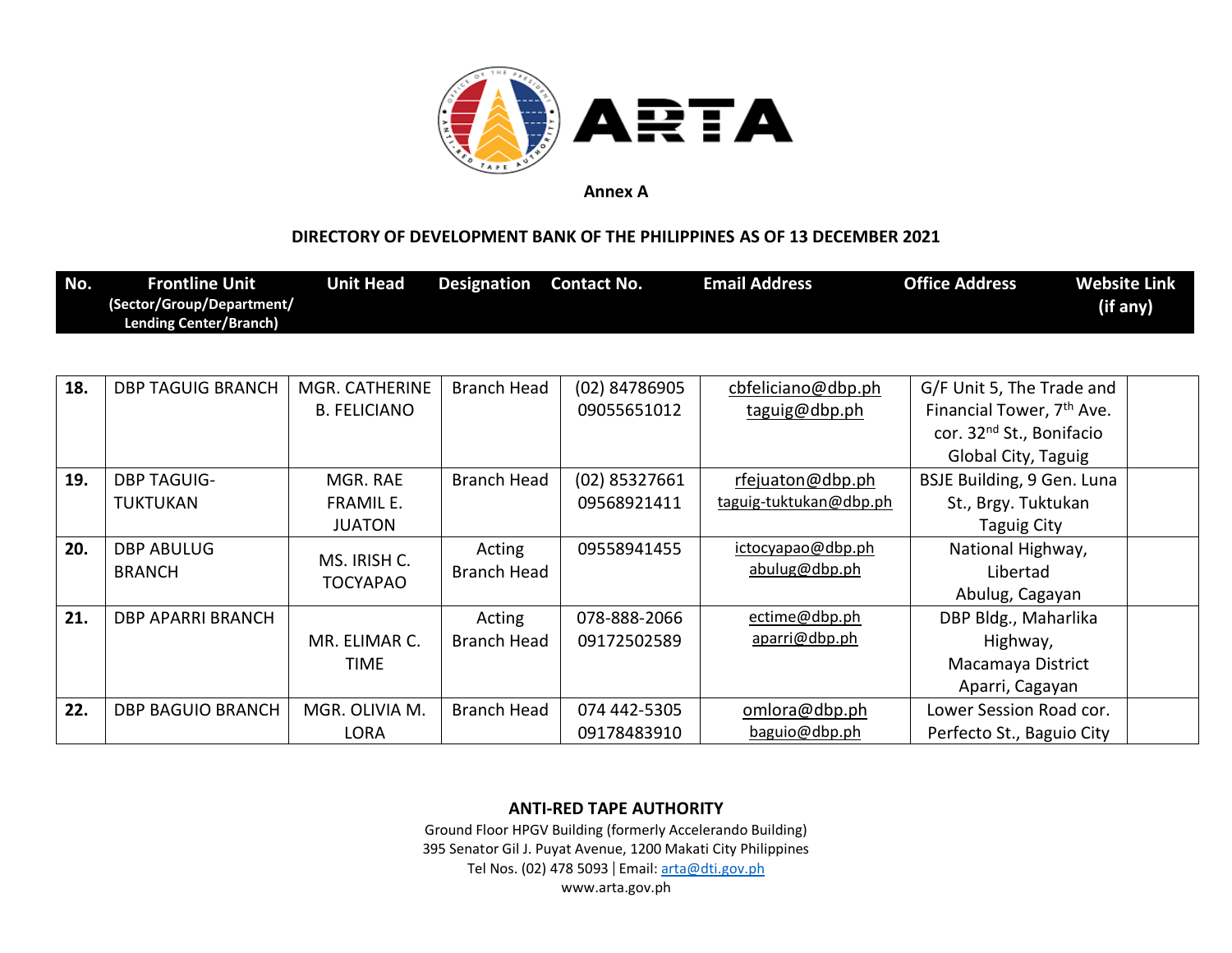**Annex A**

**DIRECTORY OF DEVELOPMENT BANK OF THE PHILIPPINES AS OF 13 DECEMBER 2021**

| No. | Frontline Unit (Sector/Group/Department/ Lending Center/Branch) | Unit Head | Designation | Contact No. | Email Address | Office Address | Website Link (if any) |
|---|---|---|---|---|---|---|---|
| **18.** | DBP TAGUIG BRANCH | MGR. CATHERINE B. FELICIANO | Branch Head | (02) 84786905 09055651012 | cbfeliciano@dbp.ph taguig@dbp.ph | G/F Unit 5, The Trade and Financial Tower, 7th Ave. cor. 32nd St., Bonifacio Global City, Taguig | |
| **19.** | DBP TAGUIG-TUKTUKAN | MGR. RAE FRAMIL E. JUATON | Branch Head | (02) 85327661 09568921411 | rfejuaton@dbp.ph taguig-tuktukan@dbp.ph | BSJE Building, 9 Gen. Luna St., Brgy. Tuktukan Taguig City | |
| **20.** | DBP ABULUG BRANCH | MS. IRISH C. TOCYAPAO | Acting Branch Head | 09558941455 | ictocyapao@dbp.ph abulug@dbp.ph | National Highway, Libertad Abulug, Cagayan | |
| **21.** | DBP APARRI BRANCH | MR. ELIMAR C. TIME | Acting Branch Head | 078-888-2066 09172502589 | ectime@dbp.ph aparri@dbp.ph | DBP Bldg., Maharlika Highway, Macamaya District Aparri, Cagayan | |
| **22.** | DBP BAGUIO BRANCH | MGR. OLIVIA M. LORA | Branch Head | 074 442-5305 09178483910 | omlora@dbp.ph baguio@dbp.ph | Lower Session Road cor. Perfecto St., Baguio City | |

**ANTI-RED TAPE AUTHORITY**
Ground Floor HPGV Building (formerly Accelerando Building)
395 Senator Gil J. Puyat Avenue, 1200 Makati City Philippines
Tel Nos. (02) 478 5093 | Email: arta@dti.gov.ph
www.arta.gov.ph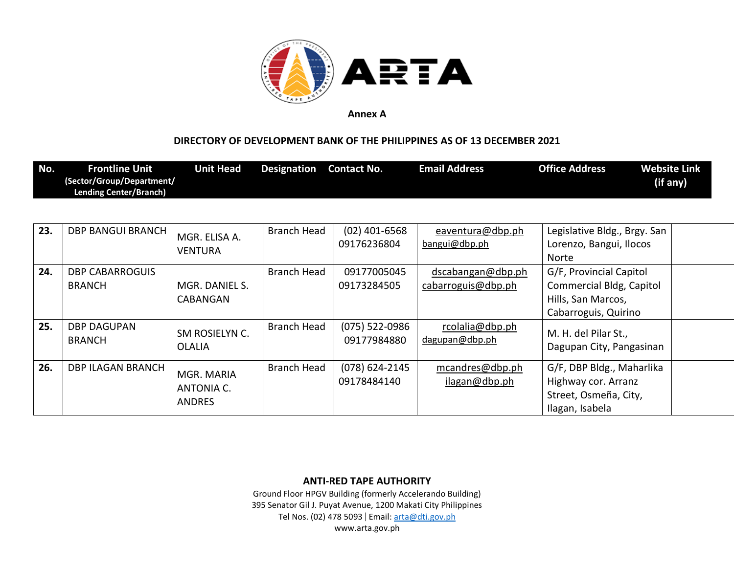**Annex A**

**DIRECTORY OF DEVELOPMENT BANK OF THE PHILIPPINES AS OF 13 DECEMBER 2021**

| No. | Frontline Unit (Sector/Group/Department/ Lending Center/Branch) | Unit Head | Designation | Contact No. | Email Address | Office Address | Website Link (if any) |
|---|---|---|---|---|---|---|---|
| 23. | DBP BANGUI BRANCH | MGR. ELISA A. VENTURA | Branch Head | (02) 401-6568<br>09176236804 | eaventura@dbp.ph<br>bangui@dbp.ph | Legislative Bldg., Brgy. San Lorenzo, Bangui, Ilocos Norte | |
| 24. | DBP CABARROGUIS BRANCH | MGR. DANIEL S. CABANGAN | Branch Head | 09177005045<br>09173284505 | dscabangan@dbp.ph<br>cabarroguis@dbp.ph | G/F, Provincial Capitol Commercial Bldg, Capitol Hills, San Marcos, Cabarroguis, Quirino | |
| 25. | DBP DAGUPAN BRANCH | SM ROSIELYN C. OLALIA | Branch Head | (075) 522-0986<br>09177984880 | rcolalia@dbp.ph<br>dagupan@dbp.ph | M. H. del Pilar St., Dagupan City, Pangasinan | |
| 26. | DBP ILAGAN BRANCH | MGR. MARIA ANTONIA C. ANDRES | Branch Head | (078) 624-2145<br>09178484140 | mcandres@dbp.ph<br>ilagan@dbp.ph | G/F, DBP Bldg., Maharlika Highway cor. Arranz Street, Osmeña, City, Ilagan, Isabela | |

**ANTI-RED TAPE AUTHORITY**
Ground Floor HPGV Building (formerly Accelerando Building)
395 Senator Gil J. Puyat Avenue, 1200 Makati City Philippines
Tel Nos. (02) 478 5093 | Email: arta@dti.gov.ph
www.arta.gov.ph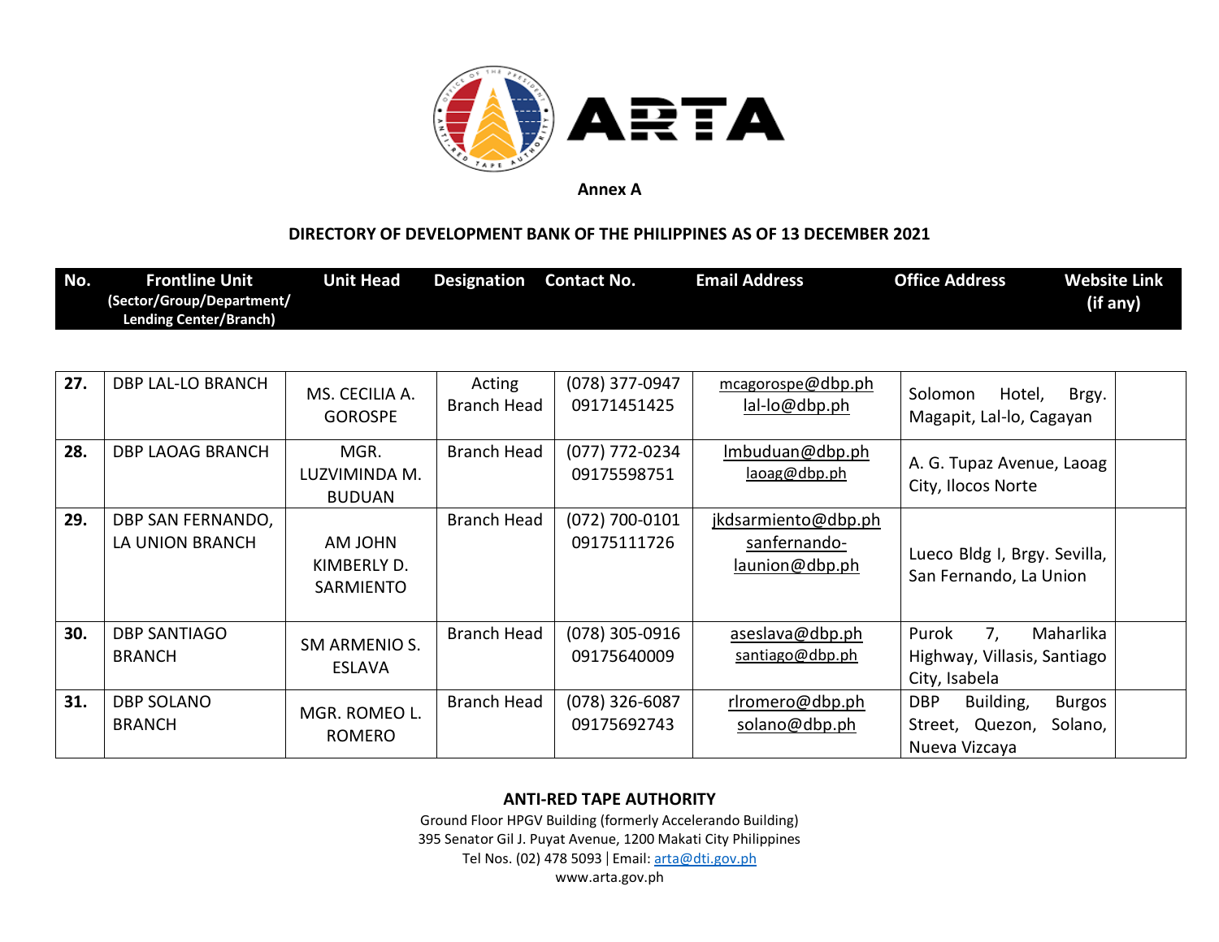**Annex A**

**DIRECTORY OF DEVELOPMENT BANK OF THE PHILIPPINES AS OF 13 DECEMBER 2021**

| No. | Frontline Unit (Sector/Group/Department/ Lending Center/Branch) | Unit Head | Designation | Contact No. | Email Address | Office Address | Website Link (if any) |
|---|---|---|---|---|---|---|---|
| 27. | DBP LAL-LO BRANCH | MS. CECILIA A. GOROSPE | Acting Branch Head | (078) 377-0947 09171451425 | mcagorospe@dbp.ph lal-lo@dbp.ph | Solomon Hotel, Brgy. Magapit, Lal-lo, Cagayan | |
| 28. | DBP LAOAG BRANCH | MGR. LUZVIMINDA M. BUDUAN | Branch Head | (077) 772-0234 09175598751 | lmbuduan@dbp.ph laoag@dbp.ph | A. G. Tupaz Avenue, Laoag City, Ilocos Norte | |
| 29. | DBP SAN FERNANDO, LA UNION BRANCH | AM JOHN KIMBERLY D. SARMIENTO | Branch Head | (072) 700-0101 09175111726 | jkdsarmiento@dbp.ph sanfernando-launion@dbp.ph | Lueco Bldg I, Brgy. Sevilla, San Fernando, La Union | |
| 30. | DBP SANTIAGO BRANCH | SM ARMENIO S. ESLAVA | Branch Head | (078) 305-0916 09175640009 | aseslava@dbp.ph santiago@dbp.ph | Purok 7, Maharlika Highway, Villasis, Santiago City, Isabela | |
| 31. | DBP SOLANO BRANCH | MGR. ROMEO L. ROMERO | Branch Head | (078) 326-6087 09175692743 | rlromero@dbp.ph solano@dbp.ph | DBP Building, Burgos Street, Quezon, Solano, Nueva Vizcaya | |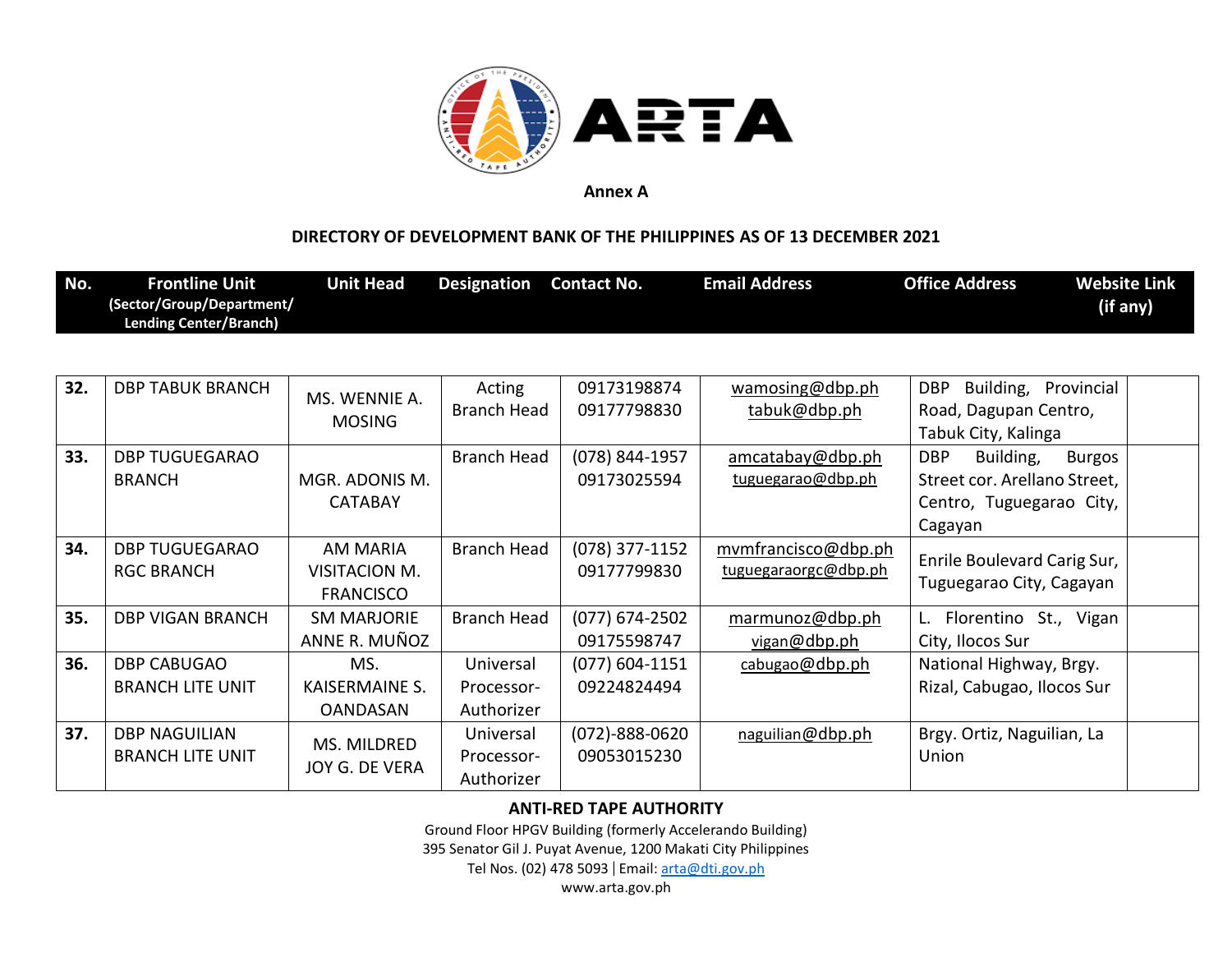Annex A

**DIRECTORY OF DEVELOPMENT BANK OF THE PHILIPPINES AS OF 13 DECEMBER 2021**

| No. | Frontline Unit (Sector/Group/Department/ Lending Center/Branch) | Unit Head | Designation | Contact No. | Email Address | Office Address | Website Link (if any) |
|---|---|---|---|---|---|---|---|
| 32. | DBP TABUK BRANCH | MS. WENNIE A. MOSING | Acting Branch Head | 09173198874 09177798830 | wamosing@dbp.ph tabuk@dbp.ph | DBP Building, Provincial Road, Dagupan Centro, Tabuk City, Kalinga | |
| 33. | DBP TUGUEGARAO BRANCH | MGR. ADONIS M. CATABAY | Branch Head | (078) 844-1957 09173025594 | amcatabay@dbp.ph tuguegarao@dbp.ph | DBP Building, Burgos Street cor. Arellano Street, Centro, Tuguegarao City, Cagayan | |
| 34. | DBP TUGUEGARAO RGC BRANCH | AM MARIA VISITACION M. FRANCISCO | Branch Head | (078) 377-1152 09177799830 | mvmfrancisco@dbp.ph tuguegaraorgc@dbp.ph | Enrile Boulevard Carig Sur, Tuguegarao City, Cagayan | |
| 35. | DBP VIGAN BRANCH | SM MARJORIE ANNE R. MUÑOZ | Branch Head | (077) 674-2502 09175598747 | marmunoz@dbp.ph vigan@dbp.ph | L. Florentino St., Vigan City, Ilocos Sur | |
| 36. | DBP CABUGAO BRANCH LITE UNIT | MS. KAISERMAINE S. OANDASAN | Universal Processor-Authorizer | (077) 604-1151 09224824494 | cabugao@dbp.ph | National Highway, Brgy. Rizal, Cabugao, Ilocos Sur | |
| 37. | DBP NAGUILIAN BRANCH LITE UNIT | MS. MILDRED JOY G. DE VERA | Universal Processor-Authorizer | (072)-888-0620 09053015230 | naguilian@dbp.ph | Brgy. Ortiz, Naguilian, La Union | |

**ANTI-RED TAPE AUTHORITY**
Ground Floor HPGV Building (formerly Accelerando Building)
395 Senator Gil J. Puyat Avenue, 1200 Makati City Philippines
Tel Nos. (02) 478 5093 | Email: arta@dti.gov.ph
www.arta.gov.ph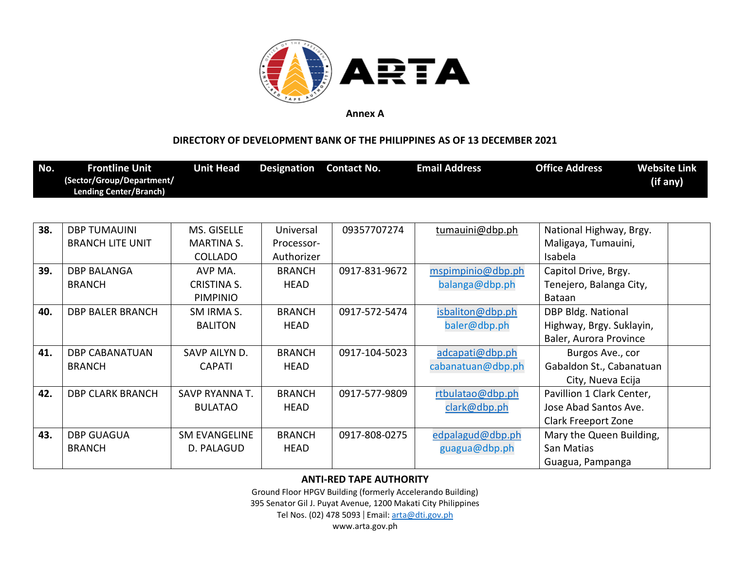**Annex A**

**DIRECTORY OF DEVELOPMENT BANK OF THE PHILIPPINES AS OF 13 DECEMBER 2021**

| No. | Frontline Unit (Sector/Group/Department/ Lending Center/Branch) | Unit Head | Designation | Contact No. | Email Address | Office Address | Website Link (if any) |
|---|---|---|---|---|---|---|---|
| 38. | DBP TUMAUINI BRANCH LITE UNIT | MS. GISELLE MARTINA S. COLLADO | Universal Processor-Authorizer | 09357707274 | tumauini@dbp.ph | National Highway, Brgy. Maligaya, Tumauini, Isabela | |
| 39. | DBP BALANGA BRANCH | AVP MA. CRISTINA S. PIMPINIO | BRANCH HEAD | 0917-831-9672 | mspimpinio@dbp.ph balanga@dbp.ph | Capitol Drive, Brgy. Tenejero, Balanga City, Bataan | |
| 40. | DBP BALER BRANCH | SM IRMA S. BALITON | BRANCH HEAD | 0917-572-5474 | isbaliton@dbp.ph baler@dbp.ph | DBP Bldg. National Highway, Brgy. Suklayin, Baler, Aurora Province | |
| 41. | DBP CABANATUAN BRANCH | SAVP AILYN D. CAPATI | BRANCH HEAD | 0917-104-5023 | adcapati@dbp.ph cabanatuan@dbp.ph | Burgos Ave., cor Gabaldon St., Cabanatuan City, Nueva Ecija | |
| 42. | DBP CLARK BRANCH | SAVP RYANNA T. BULATAO | BRANCH HEAD | 0917-577-9809 | rtbulatao@dbp.ph clark@dbp.ph | Pavillion 1 Clark Center, Jose Abad Santos Ave. Clark Freeport Zone | |
| 43. | DBP GUAGUA BRANCH | SM EVANGELINE D. PALAGUD | BRANCH HEAD | 0917-808-0275 | edpalagud@dbp.ph guagua@dbp.ph | Mary the Queen Building, San Matias Guagua, Pampanga | |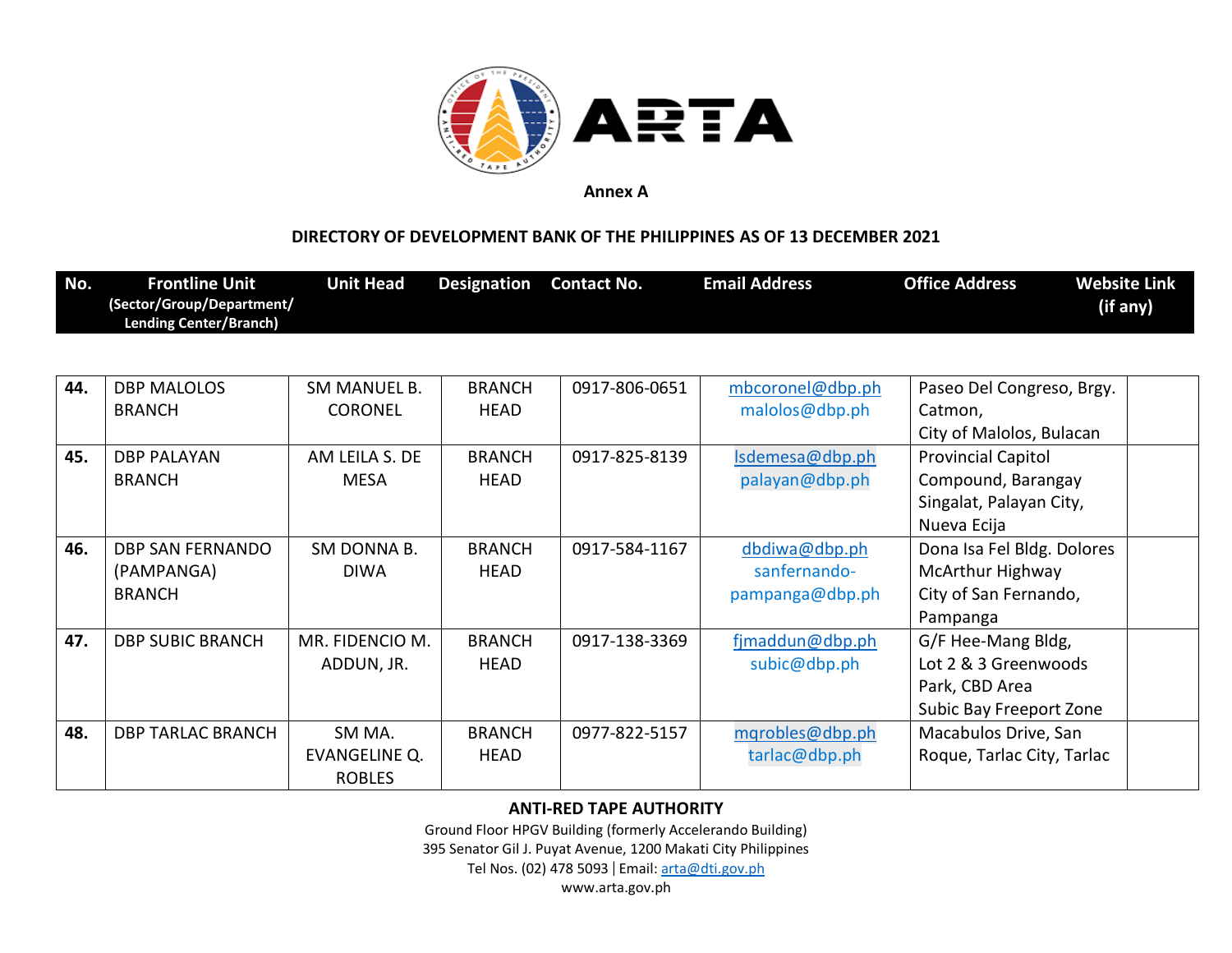**Annex A**

**DIRECTORY OF DEVELOPMENT BANK OF THE PHILIPPINES AS OF 13 DECEMBER 2021**

| No. | Frontline Unit (Sector/Group/Department/ Lending Center/Branch) | Unit Head | Designation | Contact No. | Email Address | Office Address | Website Link (if any) |
|---|---|---|---|---|---|---|---|
| **44.** | DBP MALOLOS BRANCH | SM MANUEL B. CORONEL | BRANCH HEAD | 0917-806-0651 | mbcoronel@dbp.ph malolos@dbp.ph | Paseo Del Congreso, Brgy. Catmon, City of Malolos, Bulacan | |
| **45.** | DBP PALAYAN BRANCH | AM LEILA S. DE MESA | BRANCH HEAD | 0917-825-8139 | lsdemesa@dbp.ph palayan@dbp.ph | Provincial Capitol Compound, Barangay Singalat, Palayan City, Nueva Ecija | |
| **46.** | DBP SAN FERNANDO (PAMPANGA) BRANCH | SM DONNA B. DIWA | BRANCH HEAD | 0917-584-1167 | dbdiwa@dbp.ph sanfernando-pampanga@dbp.ph | Dona Isa Fel Bldg. Dolores McArthur Highway City of San Fernando, Pampanga | |
| **47.** | DBP SUBIC BRANCH | MR. FIDENCIO M. ADDUN, JR. | BRANCH HEAD | 0917-138-3369 | fjmaddun@dbp.ph subic@dbp.ph | G/F Hee-Mang Bldg, Lot 2 & 3 Greenwoods Park, CBD Area Subic Bay Freeport Zone | |
| **48.** | DBP TARLAC BRANCH | SM MA. EVANGELINE Q. ROBLES | BRANCH HEAD | 0977-822-5157 | mqrobles@dbp.ph tarlac@dbp.ph | Macabulos Drive, San Roque, Tarlac City, Tarlac | |

**ANTI-RED TAPE AUTHORITY**

Ground Floor HPGV Building (formerly Accelerando Building)
395 Senator Gil J. Puyat Avenue, 1200 Makati City Philippines
Tel Nos. (02) 478 5093 | Email: arta@dti.gov.ph
www.arta.gov.ph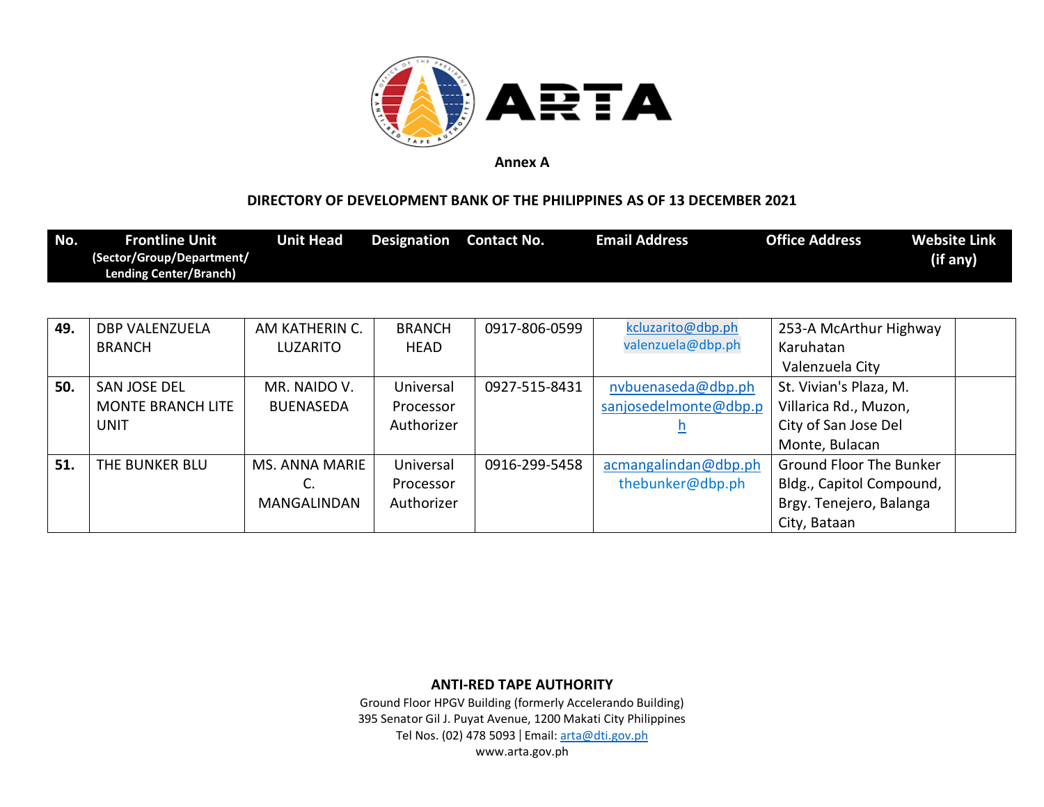**Annex A**

**DIRECTORY OF DEVELOPMENT BANK OF THE PHILIPPINES AS OF 13 DECEMBER 2021**

| No. | Frontline Unit (Sector/Group/Department/ Lending Center/Branch) | Unit Head | Designation | Contact No. | Email Address | Office Address | Website Link (if any) |
|---|---|---|---|---|---|---|---|
| 49. | DBP VALENZUELA BRANCH | AM KATHERIN C. LUZARITO | BRANCH HEAD | 0917-806-0599 | kcluzarito@dbp.ph valenzuela@dbp.ph | 253-A McArthur Highway Karuhatan Valenzuela City | |
| 50. | SAN JOSE DEL MONTE BRANCH LITE UNIT | MR. NAIDO V. BUENASEDA | Universal Processor Authorizer | 0927-515-8431 | nvbuenaseda@dbp.ph sanjosedelmonte@dbp.ph | St. Vivian's Plaza, M. Villarica Rd., Muzon, City of San Jose Del Monte, Bulacan | |
| 51. | THE BUNKER BLU | MS. ANNA MARIE C. MANGALINDAN | Universal Processor Authorizer | 0916-299-5458 | acmangalindan@dbp.ph thebunker@dbp.ph | Ground Floor The Bunker Bldg., Capitol Compound, Brgy. Tenejero, Balanga City, Bataan | |

**ANTI-RED TAPE AUTHORITY**
Ground Floor HPGV Building (formerly Accelerando Building)
395 Senator Gil J. Puyat Avenue, 1200 Makati City Philippines
Tel Nos. (02) 478 5093 | Email: arta@dti.gov.ph
www.arta.gov.ph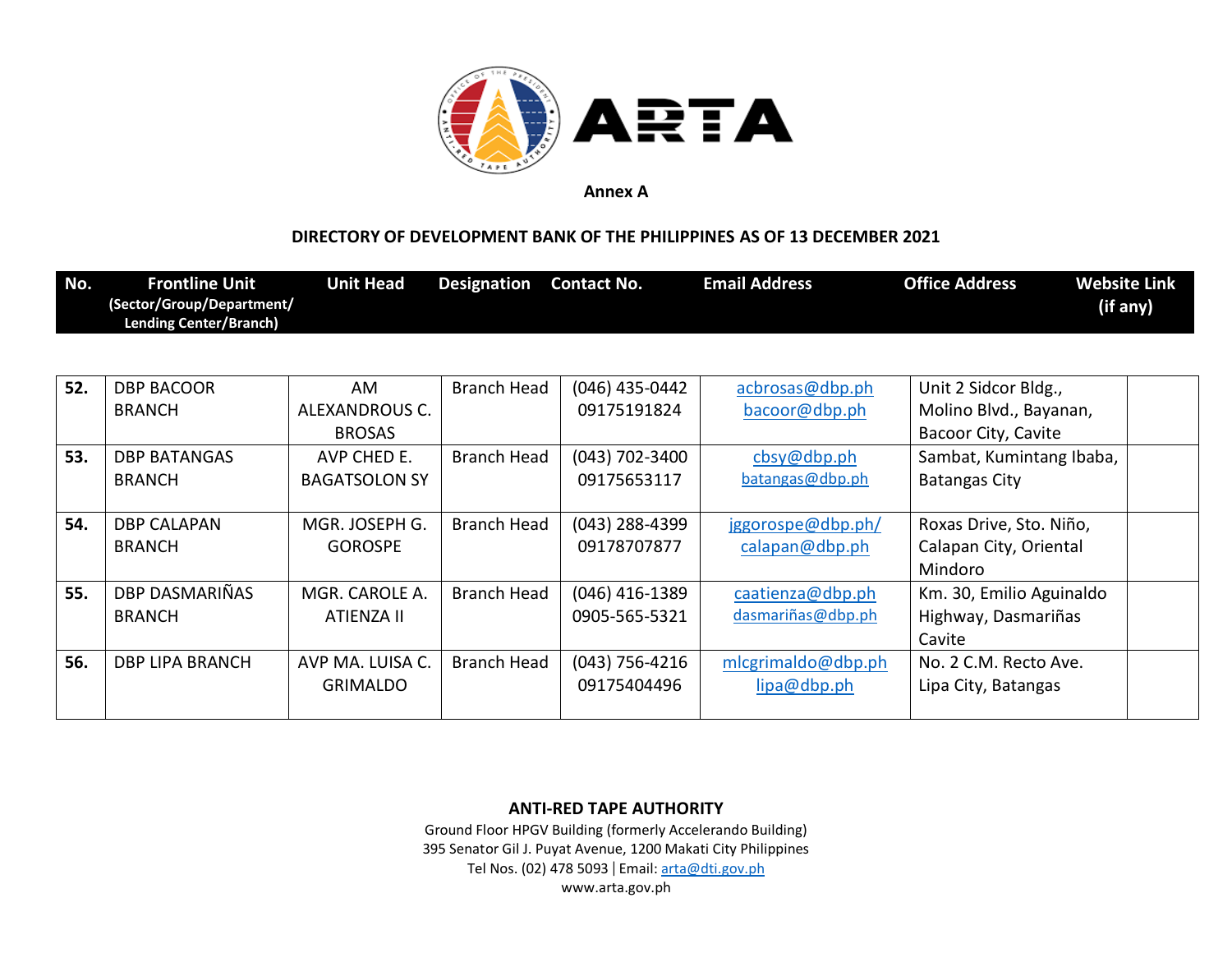Annex A

**DIRECTORY OF DEVELOPMENT BANK OF THE PHILIPPINES AS OF 13 DECEMBER 2021**

| No. | Frontline Unit (Sector/Group/Department/ Lending Center/Branch) | Unit Head | Designation | Contact No. | Email Address | Office Address | Website Link (if any) |
|---|---|---|---|---|---|---|---|
| 52. | DBP BACOOR BRANCH | AM ALEXANDROUS C. BROSAS | Branch Head | (046) 435-0442 09175191824 | acbrosas@dbp.ph bacoor@dbp.ph | Unit 2 Sidcor Bldg., Molino Blvd., Bayanan, Bacoor City, Cavite | |
| 53. | DBP BATANGAS BRANCH | AVP CHED E. BAGATSOLON SY | Branch Head | (043) 702-3400 09175653117 | cbsy@dbp.ph batangas@dbp.ph | Sambat, Kumintang Ibaba, Batangas City | |
| 54. | DBP CALAPAN BRANCH | MGR. JOSEPH G. GOROSPE | Branch Head | (043) 288-4399 09178707877 | jggorospe@dbp.ph/ calapan@dbp.ph | Roxas Drive, Sto. Niño, Calapan City, Oriental Mindoro | |
| 55. | DBP DASMARIÑAS BRANCH | MGR. CAROLE A. ATIENZA II | Branch Head | (046) 416-1389 0905-565-5321 | caatienza@dbp.ph dasmariñas@dbp.ph | Km. 30, Emilio Aguinaldo Highway, Dasmariñas Cavite | |
| 56. | DBP LIPA BRANCH | AVP MA. LUISA C. GRIMALDO | Branch Head | (043) 756-4216 09175404496 | mlcgrimaldo@dbp.ph lipa@dbp.ph | No. 2 C.M. Recto Ave. Lipa City, Batangas | |

**ANTI-RED TAPE AUTHORITY**
Ground Floor HPGV Building (formerly Accelerando Building)
395 Senator Gil J. Puyat Avenue, 1200 Makati City Philippines
Tel Nos. (02) 478 5093 | Email: arta@dti.gov.ph
www.arta.gov.ph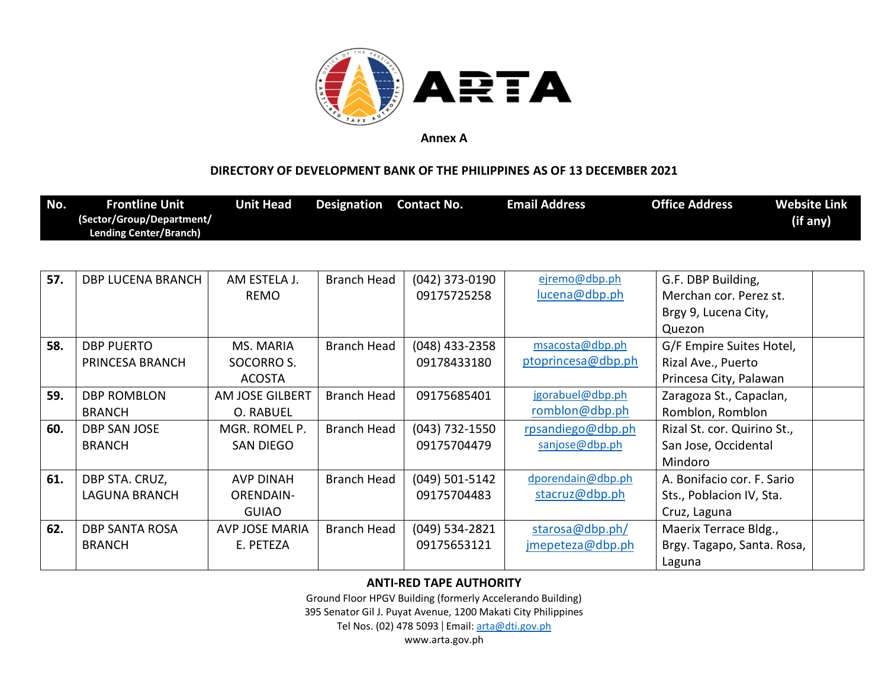Annex A

**DIRECTORY OF DEVELOPMENT BANK OF THE PHILIPPINES AS OF 13 DECEMBER 2021**

| No. | Frontline Unit (Sector/Group/Department/ Lending Center/Branch) | Unit Head | Designation | Contact No. | Email Address | Office Address | Website Link (if any) |
|---|---|---|---|---|---|---|---|
| 57. | DBP LUCENA BRANCH | AM ESTELA J. REMO | Branch Head | (042) 373-0190 09175725258 | ejremo@dbp.ph lucena@dbp.ph | G.F. DBP Building, Merchan cor. Perez st. Brgy 9, Lucena City, Quezon | |
| 58. | DBP PUERTO PRINCESA BRANCH | MS. MARIA SOCORRO S. ACOSTA | Branch Head | (048) 433-2358 09178433180 | msacosta@dbp.ph ptoprincesa@dbp.ph | G/F Empire Suites Hotel, Rizal Ave., Puerto Princesa City, Palawan | |
| 59. | DBP ROMBLON BRANCH | AM JOSE GILBERT O. RABUEL | Branch Head | 09175685401 | jgorabuel@dbp.ph romblon@dbp.ph | Zaragoza St., Capaclan, Romblon, Romblon | |
| 60. | DBP SAN JOSE BRANCH | MGR. ROMEL P. SAN DIEGO | Branch Head | (043) 732-1550 09175704479 | rpsandiego@dbp.ph sanjose@dbp.ph | Rizal St. cor. Quirino St., San Jose, Occidental Mindoro | |
| 61. | DBP STA. CRUZ, LAGUNA BRANCH | AVP DINAH ORENDAIN-GUIAO | Branch Head | (049) 501-5142 09175704483 | dporendain@dbp.ph stacruz@dbp.ph | A. Bonifacio cor. F. Sario Sts., Poblacion IV, Sta. Cruz, Laguna | |
| 62. | DBP SANTA ROSA BRANCH | AVP JOSE MARIA E. PETEZA | Branch Head | (049) 534-2821 09175653121 | starosa@dbp.ph/ jmepeteza@dbp.ph | Maerix Terrace Bldg., Brgy. Tagapo, Santa. Rosa, Laguna | |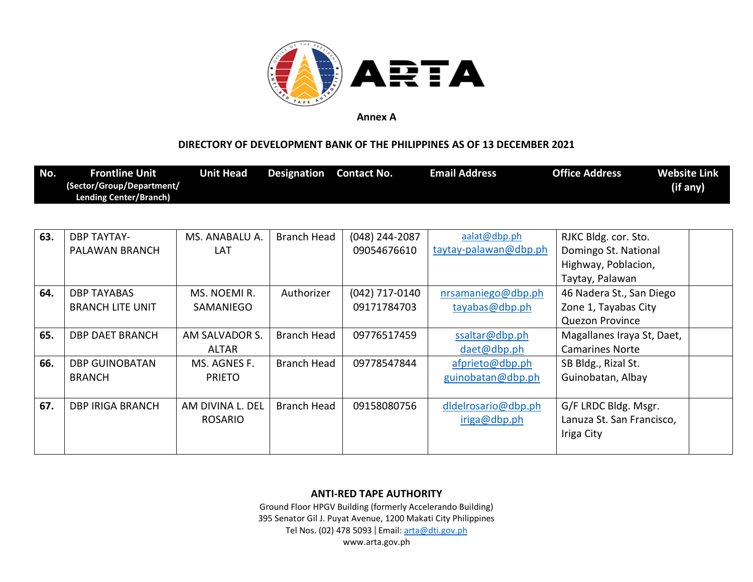**Annex A**

**DIRECTORY OF DEVELOPMENT BANK OF THE PHILIPPINES AS OF 13 DECEMBER 2021**

| No. | Frontline Unit (Sector/Group/Department/ Lending Center/Branch) | Unit Head | Designation | Contact No. | Email Address | Office Address | Website Link (if any) |
|---|---|---|---|---|---|---|---|
| 63. | DBP TAYTAY-PALAWAN BRANCH | MS. ANABALU A. LAT | Branch Head | (048) 244-2087 09054676610 | aalat@dbp.ph taytay-palawan@dbp.ph | RJKC Bldg. cor. Sto. Domingo St. National Highway, Poblacion, Taytay, Palawan | |
| 64. | DBP TAYABAS BRANCH LITE UNIT | MS. NOEMI R. SAMANIEGO | Authorizer | (042) 717-0140 09171784703 | nrsamaniego@dbp.ph tayabas@dbp.ph | 46 Nadera St., San Diego Zone 1, Tayabas City Quezon Province | |
| 65. | DBP DAET BRANCH | AM SALVADOR S. ALTAR | Branch Head | 09776517459 | ssaltar@dbp.ph daet@dbp.ph | Magallanes Iraya St, Daet, Camarines Norte | |
| 66. | DBP GUINOBATAN BRANCH | MS. AGNES F. PRIETO | Branch Head | 09778547844 | afprieto@dbp.ph guinobatan@dbp.ph | SB Bldg., Rizal St. Guinobatan, Albay | |
| 67. | DBP IRIGA BRANCH | AM DIVINA L. DEL ROSARIO | Branch Head | 09158080756 | dldelrosario@dbp.ph iriga@dbp.ph | G/F LRDC Bldg. Msgr. Lanuza St. San Francisco, Iriga City | |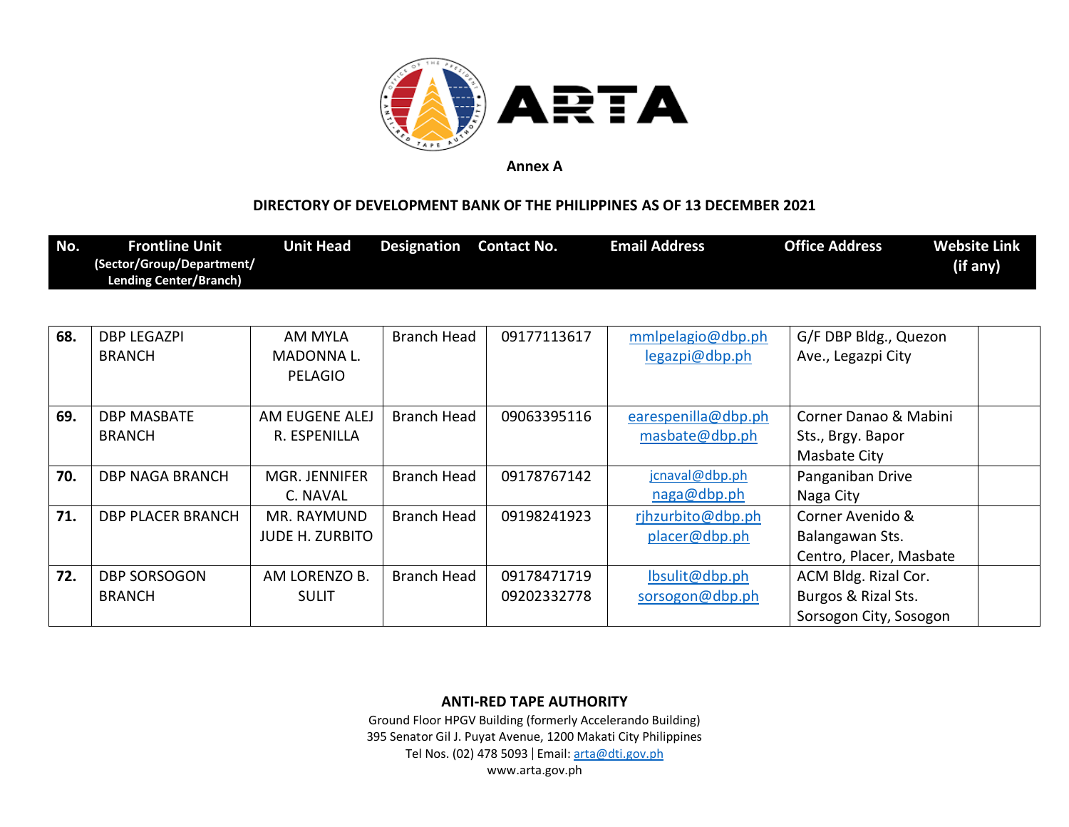Annex A

**DIRECTORY OF DEVELOPMENT BANK OF THE PHILIPPINES AS OF 13 DECEMBER 2021**

| No. | Frontline Unit (Sector/Group/Department/ Lending Center/Branch) | Unit Head | Designation | Contact No. | Email Address | Office Address | Website Link (if any) |
|---|---|---|---|---|---|---|---|
| 68. | DBP LEGAZPI BRANCH | AM MYLA MADONNA L. PELAGIO | Branch Head | 09177113617 | mmlpelagio@dbp.ph legazpi@dbp.ph | G/F DBP Bldg., Quezon Ave., Legazpi City | |
| 69. | DBP MASBATE BRANCH | AM EUGENE ALEJ R. ESPENILLA | Branch Head | 09063395116 | earespenilla@dbp.ph masbate@dbp.ph | Corner Danao & Mabini Sts., Brgy. Bapor Masbate City | |
| 70. | DBP NAGA BRANCH | MGR. JENNIFER C. NAVAL | Branch Head | 09178767142 | jcnaval@dbp.ph naga@dbp.ph | Panganiban Drive Naga City | |
| 71. | DBP PLACER BRANCH | MR. RAYMUND JUDE H. ZURBITO | Branch Head | 09198241923 | rjhzurbito@dbp.ph placer@dbp.ph | Corner Avenido & Balangawan Sts. Centro, Placer, Masbate | |
| 72. | DBP SORSOGON BRANCH | AM LORENZO B. SULIT | Branch Head | 09178471719 09202332778 | lbsulit@dbp.ph sorsogon@dbp.ph | ACM Bldg. Rizal Cor. Burgos & Rizal Sts. Sorsogon City, Sosogon | |

**ANTI-RED TAPE AUTHORITY**
Ground Floor HPGV Building (formerly Accelerando Building)
395 Senator Gil J. Puyat Avenue, 1200 Makati City Philippines
Tel Nos. (02) 478 5093 | Email: arta@dti.gov.ph
www.arta.gov.ph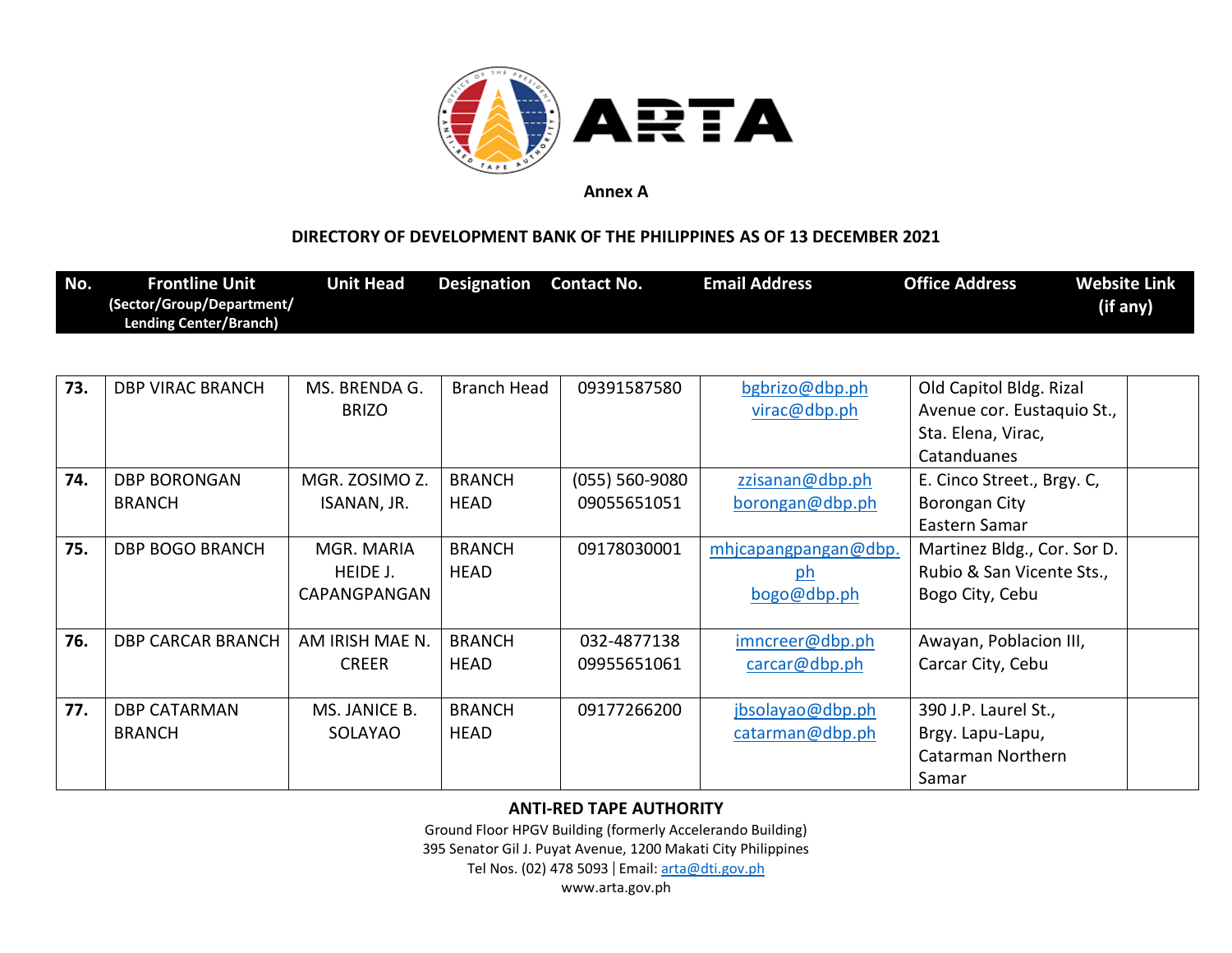**Annex A**

**DIRECTORY OF DEVELOPMENT BANK OF THE PHILIPPINES AS OF 13 DECEMBER 2021**

| No. | Frontline Unit (Sector/Group/Department/ Lending Center/Branch) | Unit Head | Designation | Contact No. | Email Address | Office Address | Website Link (if any) |
|---|---|---|---|---|---|---|---|
| 73. | DBP VIRAC BRANCH | MS. BRENDA G. BRIZO | Branch Head | 09391587580 | bgbrizo@dbp.ph virac@dbp.ph | Old Capitol Bldg. Rizal Avenue cor. Eustaquio St., Sta. Elena, Virac, Catanduanes | |
| 74. | DBP BORONGAN BRANCH | MGR. ZOSIMO Z. ISANAN, JR. | BRANCH HEAD | (055) 560-9080 09055651051 | zzisanan@dbp.ph borongan@dbp.ph | E. Cinco Street., Brgy. C, Borongan City Eastern Samar | |
| 75. | DBP BOGO BRANCH | MGR. MARIA HEIDE J. CAPANGPANGAN | BRANCH HEAD | 09178030001 | mhjcapangpangan@dbp.ph bogo@dbp.ph | Martinez Bldg., Cor. Sor D. Rubio & San Vicente Sts., Bogo City, Cebu | |
| 76. | DBP CARCAR BRANCH | AM IRISH MAE N. CREER | BRANCH HEAD | 032-4877138 09955651061 | imncreer@dbp.ph carcar@dbp.ph | Awayan, Poblacion III, Carcar City, Cebu | |
| 77. | DBP CATARMAN BRANCH | MS. JANICE B. SOLAYAO | BRANCH HEAD | 09177266200 | jbsolayao@dbp.ph catarman@dbp.ph | 390 J.P. Laurel St., Brgy. Lapu-Lapu, Catarman Northern Samar | |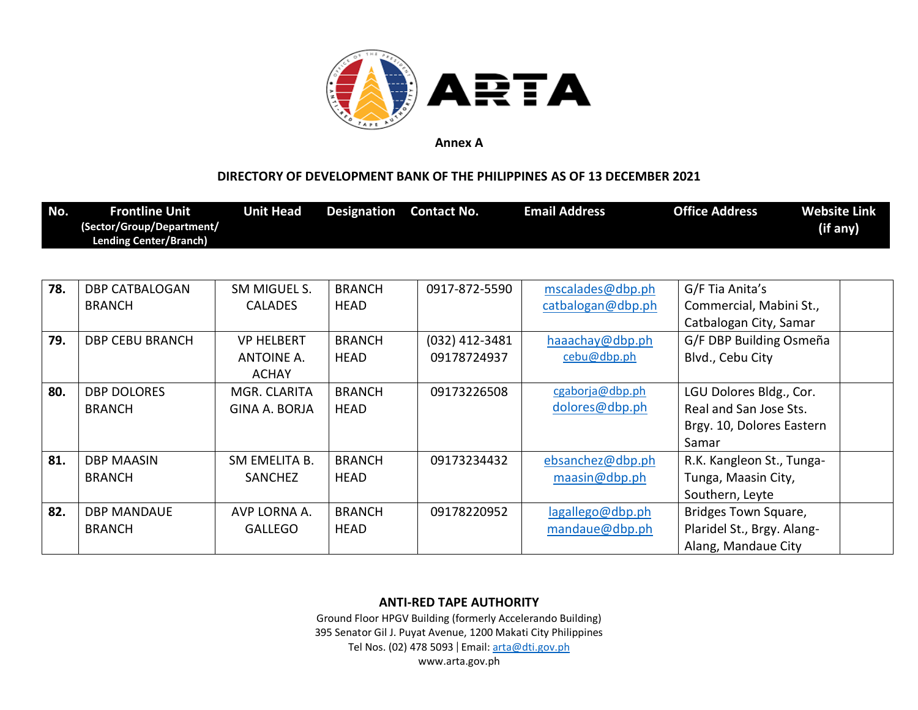**Annex A**

**DIRECTORY OF DEVELOPMENT BANK OF THE PHILIPPINES AS OF 13 DECEMBER 2021**

| No. | Frontline Unit (Sector/Group/Department/ Lending Center/Branch) | Unit Head | Designation | Contact No. | Email Address | Office Address | Website Link (if any) |
|---|---|---|---|---|---|---|---|
| **78.** | DBP CATBALOGAN BRANCH | SM MIGUEL S. CALADES | BRANCH HEAD | 0917-872-5590 | mscalades@dbp.ph catbalogan@dbp.ph | G/F Tia Anita's Commercial, Mabini St., Catbalogan City, Samar | |
| **79.** | DBP CEBU BRANCH | VP HELBERT ANTOINE A. ACHAY | BRANCH HEAD | (032) 412-3481 09178724937 | haaachay@dbp.ph cebu@dbp.ph | G/F DBP Building Osmeña Blvd., Cebu City | |
| **80.** | DBP DOLORES BRANCH | MGR. CLARITA GINA A. BORJA | BRANCH HEAD | 09173226508 | cgaborja@dbp.ph dolores@dbp.ph | LGU Dolores Bldg., Cor. Real and San Jose Sts. Brgy. 10, Dolores Eastern Samar | |
| **81.** | DBP MAASIN BRANCH | SM EMELITA B. SANCHEZ | BRANCH HEAD | 09173234432 | ebsanchez@dbp.ph maasin@dbp.ph | R.K. Kangleon St., Tunga-Tunga, Maasin City, Southern, Leyte | |
| **82.** | DBP MANDAUE BRANCH | AVP LORNA A. GALLEGO | BRANCH HEAD | 09178220952 | lagallego@dbp.ph mandaue@dbp.ph | Bridges Town Square, Plaridel St., Brgy. Alang-Alang, Mandaue City | |

**ANTI-RED TAPE AUTHORITY**
Ground Floor HPGV Building (formerly Accelerando Building)
395 Senator Gil J. Puyat Avenue, 1200 Makati City Philippines
Tel Nos. (02) 478 5093 | Email: arta@dti.gov.ph
www.arta.gov.ph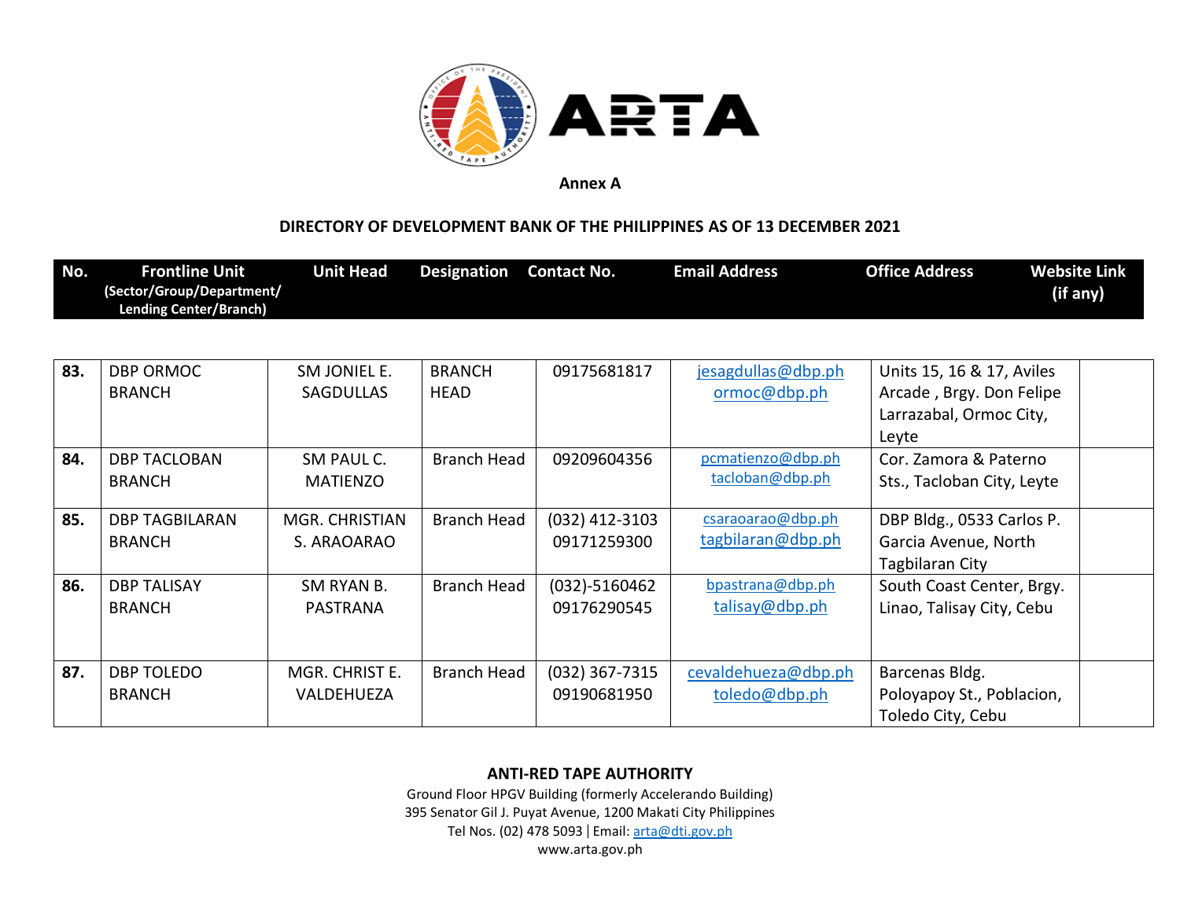**Annex A**

**DIRECTORY OF DEVELOPMENT BANK OF THE PHILIPPINES AS OF 13 DECEMBER 2021**

| No. | Frontline Unit (Sector/Group/Department/ Lending Center/Branch) | Unit Head | Designation | Contact No. | Email Address | Office Address | Website Link (if any) |
|---|---|---|---|---|---|---|---|
| 83. | DBP ORMOC BRANCH | SM JONIEL E. SAGDULLAS | BRANCH HEAD | 09175681817 | jesagdullas@dbp.ph ormoc@dbp.ph | Units 15, 16 & 17, Aviles Arcade , Brgy. Don Felipe Larrazabal, Ormoc City, Leyte | |
| 84. | DBP TACLOBAN BRANCH | SM PAUL C. MATIENZO | Branch Head | 09209604356 | pcmatienzo@dbp.ph tacloban@dbp.ph | Cor. Zamora & Paterno Sts., Tacloban City, Leyte | |
| 85. | DBP TAGBILARAN BRANCH | MGR. CHRISTIAN S. ARAOARAO | Branch Head | (032) 412-3103 09171259300 | csaraoarao@dbp.ph tagbilaran@dbp.ph | DBP Bldg., 0533 Carlos P. Garcia Avenue, North Tagbilaran City | |
| 86. | DBP TALISAY BRANCH | SM RYAN B. PASTRANA | Branch Head | (032)-5160462 09176290545 | bpastrana@dbp.ph talisay@dbp.ph | South Coast Center, Brgy. Linao, Talisay City, Cebu | |
| 87. | DBP TOLEDO BRANCH | MGR. CHRIST E. VALDEHUEZA | Branch Head | (032) 367-7315 09190681950 | cevaldehueza@dbp.ph toledo@dbp.ph | Barcenas Bldg. Poloyapoy St., Poblacion, Toledo City, Cebu | |

**ANTI-RED TAPE AUTHORITY**
Ground Floor HPGV Building (formerly Accelerando Building)
395 Senator Gil J. Puyat Avenue, 1200 Makati City Philippines
Tel Nos. (02) 478 5093 | Email: arta@dti.gov.ph
www.arta.gov.ph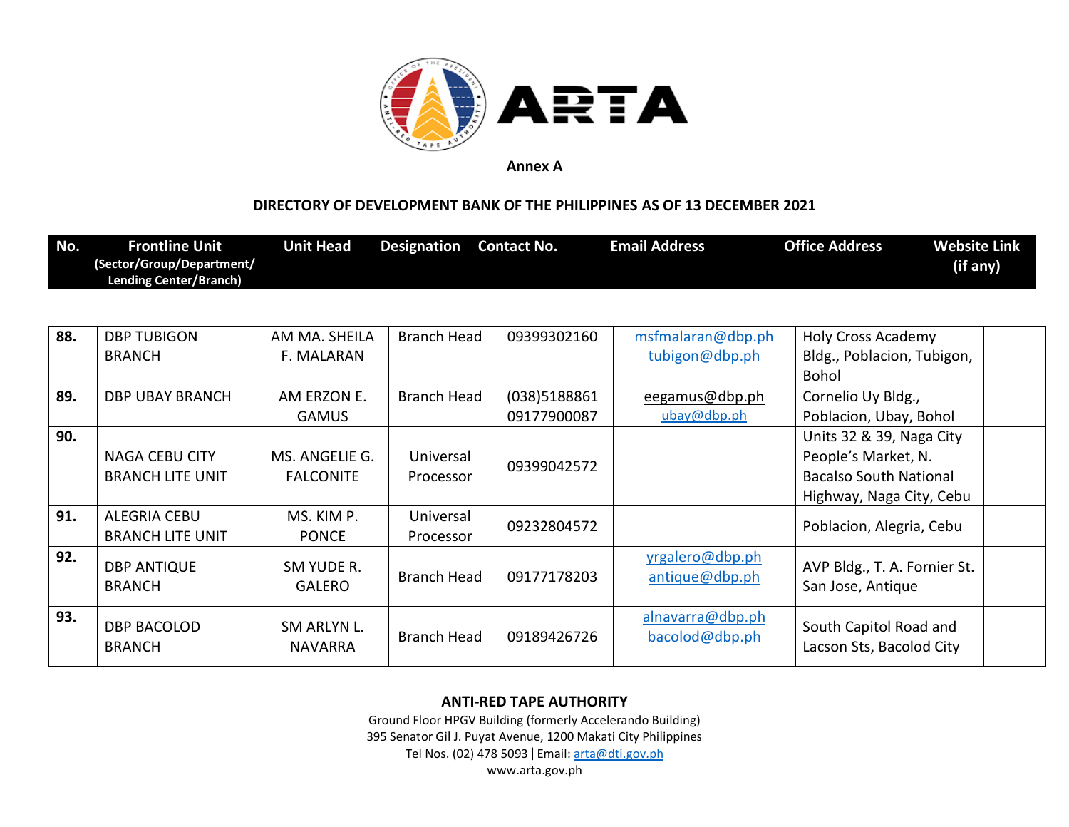Annex A

**DIRECTORY OF DEVELOPMENT BANK OF THE PHILIPPINES AS OF 13 DECEMBER 2021**

| No. | Frontline Unit (Sector/Group/Department/ Lending Center/Branch) | Unit Head | Designation | Contact No. | Email Address | Office Address | Website Link (if any) |
|---|---|---|---|---|---|---|---|
| 88. | DBP TUBIGON BRANCH | AM MA. SHEILA F. MALARAN | Branch Head | 09399302160 | msfmalaran@dbp.ph tubigon@dbp.ph | Holy Cross Academy Bldg., Poblacion, Tubigon, Bohol | |
| 89. | DBP UBAY BRANCH | AM ERZON E. GAMUS | Branch Head | (038)5188861 09177900087 | eegamus@dbp.ph ubay@dbp.ph | Cornelio Uy Bldg., Poblacion, Ubay, Bohol | |
| 90. | NAGA CEBU CITY BRANCH LITE UNIT | MS. ANGELIE G. FALCONITE | Universal Processor | 09399042572 | | Units 32 & 39, Naga City People's Market, N. Bacalso South National Highway, Naga City, Cebu | |
| 91. | ALEGRIA CEBU BRANCH LITE UNIT | MS. KIM P. PONCE | Universal Processor | 09232804572 | | Poblacion, Alegria, Cebu | |
| 92. | DBP ANTIQUE BRANCH | SM YUDE R. GALERO | Branch Head | 09177178203 | yrgalero@dbp.ph antique@dbp.ph | AVP Bldg., T. A. Fornier St. San Jose, Antique | |
| 93. | DBP BACOLOD BRANCH | SM ARLYN L. NAVARRA | Branch Head | 09189426726 | alnavarra@dbp.ph bacolod@dbp.ph | South Capitol Road and Lacson Sts, Bacolod City | |

**ANTI-RED TAPE AUTHORITY**
Ground Floor HPGV Building (formerly Accelerando Building)
395 Senator Gil J. Puyat Avenue, 1200 Makati City Philippines
Tel Nos. (02) 478 5093 | Email: arta@dti.gov.ph
www.arta.gov.ph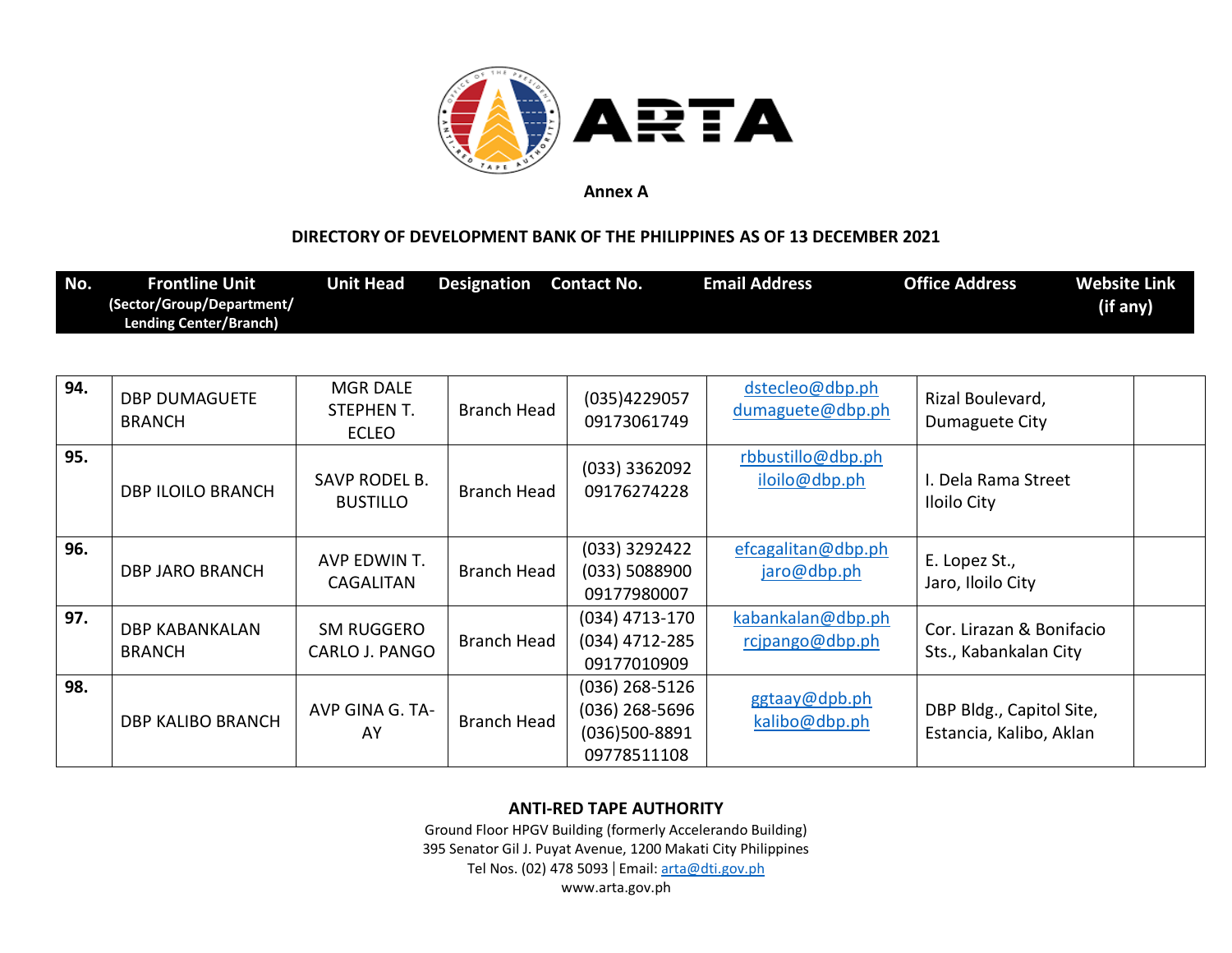**Annex A**

**DIRECTORY OF DEVELOPMENT BANK OF THE PHILIPPINES AS OF 13 DECEMBER 2021**

| No. | Frontline Unit (Sector/Group/Department/ Lending Center/Branch) | Unit Head | Designation | Contact No. | Email Address | Office Address | Website Link (if any) |
|---|---|---|---|---|---|---|---|
| 94. | DBP DUMAGUETE BRANCH | MGR DALE STEPHEN T. ECLEO | Branch Head | (035)4229057<br>09173061749 | dstecleo@dbp.ph<br>dumaguete@dbp.ph | Rizal Boulevard, Dumaguete City | |
| 95. | DBP ILOILO BRANCH | SAVP RODEL B. BUSTILLO | Branch Head | (033) 3362092<br>09176274228 | rbbustillo@dbp.ph<br>iloilo@dbp.ph | I. Dela Rama Street Iloilo City | |
| 96. | DBP JARO BRANCH | AVP EDWIN T. CAGALITAN | Branch Head | (033) 3292422<br>(033) 5088900<br>09177980007 | efcagalitan@dbp.ph<br>jaro@dbp.ph | E. Lopez St., Jaro, Iloilo City | |
| 97. | DBP KABANKALAN BRANCH | SM RUGGERO CARLO J. PANGO | Branch Head | (034) 4713-170<br>(034) 4712-285<br>09177010909 | kabankalan@dbp.ph<br>rcjpango@dbp.ph | Cor. Lirazan & Bonifacio Sts., Kabankalan City | |
| 98. | DBP KALIBO BRANCH | AVP GINA G. TA-AY | Branch Head | (036) 268-5126<br>(036) 268-5696<br>(036)500-8891<br>09778511108 | ggtaay@dpb.ph<br>kalibo@dbp.ph | DBP Bldg., Capitol Site, Estancia, Kalibo, Aklan | |

**ANTI-RED TAPE AUTHORITY**
Ground Floor HPGV Building (formerly Accelerando Building)
395 Senator Gil J. Puyat Avenue, 1200 Makati City Philippines
Tel Nos. (02) 478 5093 | Email: arta@dti.gov.ph
www.arta.gov.ph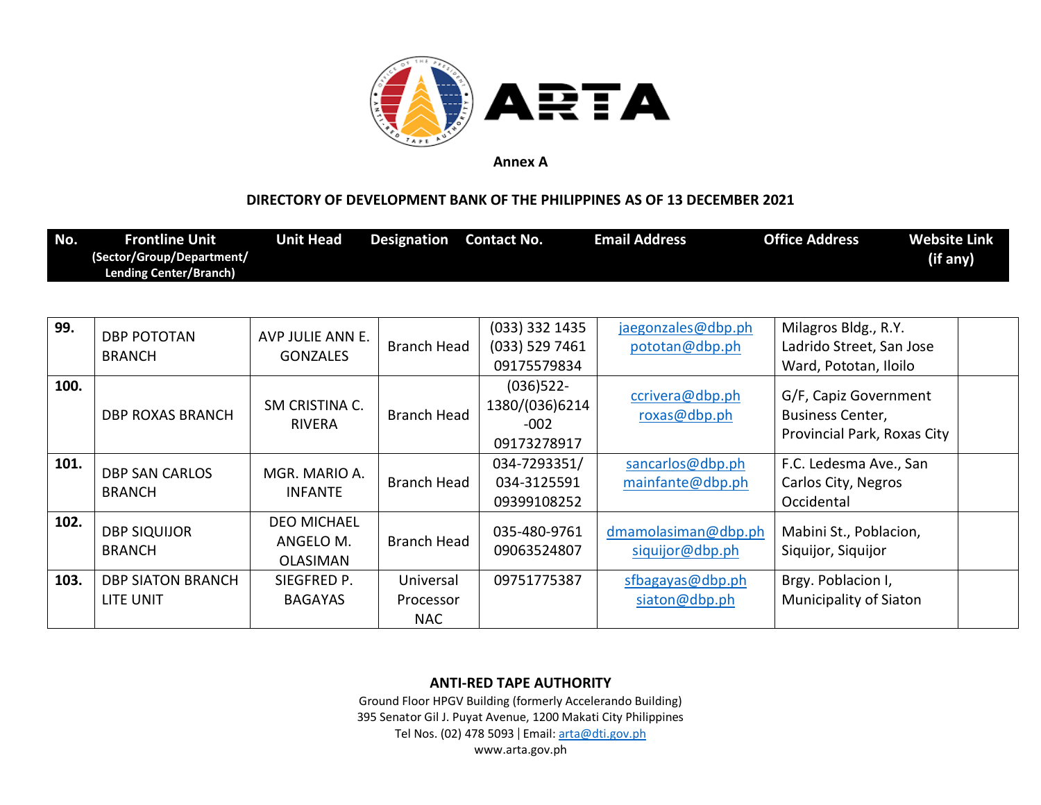**Annex A**

**DIRECTORY OF DEVELOPMENT BANK OF THE PHILIPPINES AS OF 13 DECEMBER 2021**

| No. | Frontline Unit (Sector/Group/Department/ Lending Center/Branch) | Unit Head | Designation | Contact No. | Email Address | Office Address | Website Link (if any) |
|---|---|---|---|---|---|---|---|
| 99. | DBP POTOTAN BRANCH | AVP JULIE ANN E. GONZALES | Branch Head | (033) 332 1435 (033) 529 7461 09175579834 | jaegonzales@dbp.ph pototan@dbp.ph | Milagros Bldg., R.Y. Ladrido Street, San Jose Ward, Pototan, Iloilo | |
| 100. | DBP ROXAS BRANCH | SM CRISTINA C. RIVERA | Branch Head | (036)522-1380/(036)6214-002 09173278917 | ccrivera@dbp.ph roxas@dbp.ph | G/F, Capiz Government Business Center, Provincial Park, Roxas City | |
| 101. | DBP SAN CARLOS BRANCH | MGR. MARIO A. INFANTE | Branch Head | 034-7293351/ 034-3125591 09399108252 | sancarlos@dbp.ph mainfante@dbp.ph | F.C. Ledesma Ave., San Carlos City, Negros Occidental | |
| 102. | DBP SIQUIJOR BRANCH | DEO MICHAEL ANGELO M. OLASIMAN | Branch Head | 035-480-9761 09063524807 | dmamolasiman@dbp.ph siquijor@dbp.ph | Mabini St., Poblacion, Siquijor, Siquijor | |
| 103. | DBP SIATON BRANCH LITE UNIT | SIEGFRED P. BAGAYAS | Universal Processor NAC | 09751775387 | sfbagayas@dbp.ph siaton@dbp.ph | Brgy. Poblacion I, Municipality of Siaton | |

**ANTI-RED TAPE AUTHORITY**
Ground Floor HPGV Building (formerly Accelerando Building)
395 Senator Gil J. Puyat Avenue, 1200 Makati City Philippines
Tel Nos. (02) 478 5093 | Email: arta@dti.gov.ph
www.arta.gov.ph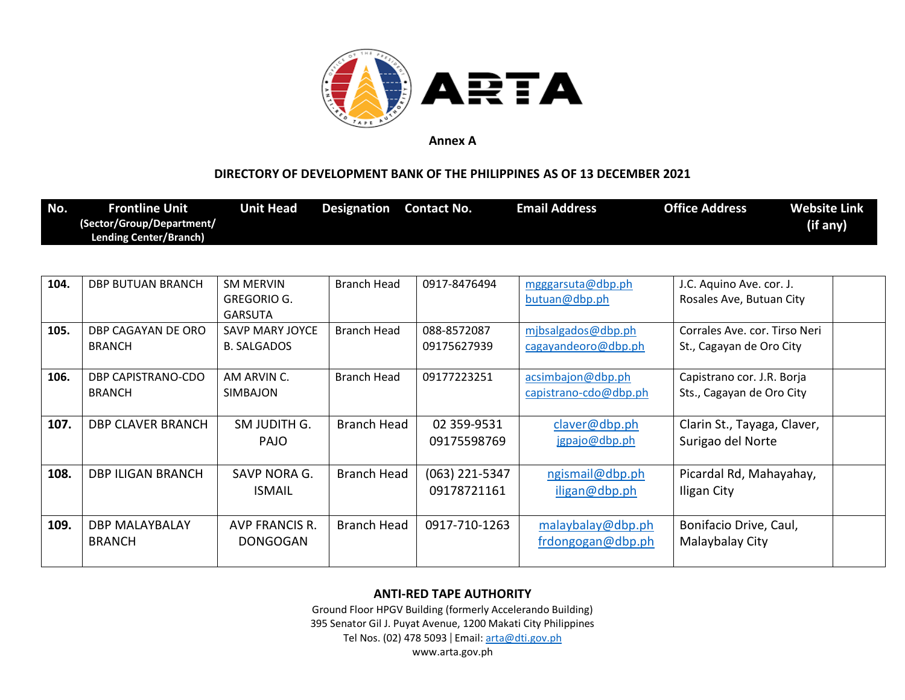**Annex A**

**DIRECTORY OF DEVELOPMENT BANK OF THE PHILIPPINES AS OF 13 DECEMBER 2021**

| No. | Frontline Unit (Sector/Group/Department/ Lending Center/Branch) | Unit Head | Designation | Contact No. | Email Address | Office Address | Website Link (if any) |
|---|---|---|---|---|---|---|---|
| 104. | DBP BUTUAN BRANCH | SM MERVIN GREGORIO G. GARSUTA | Branch Head | 0917-8476494 | mgggarsuta@dbp.ph butuan@dbp.ph | J.C. Aquino Ave. cor. J. Rosales Ave, Butuan City | |
| 105. | DBP CAGAYAN DE ORO BRANCH | SAVP MARY JOYCE B. SALGADOS | Branch Head | 088-8572087 09175627939 | mjbsalgados@dbp.ph cagayandeoro@dbp.ph | Corrales Ave. cor. Tirso Neri St., Cagayan de Oro City | |
| 106. | DBP CAPISTRANO-CDO BRANCH | AM ARVIN C. SIMBAJON | Branch Head | 09177223251 | acsimbajon@dbp.ph capistrano-cdo@dbp.ph | Capistrano cor. J.R. Borja Sts., Cagayan de Oro City | |
| 107. | DBP CLAVER BRANCH | SM JUDITH G. PAJO | Branch Head | 02 359-9531 09175598769 | claver@dbp.ph jgpajo@dbp.ph | Clarin St., Tayaga, Claver, Surigao del Norte | |
| 108. | DBP ILIGAN BRANCH | SAVP NORA G. ISMAIL | Branch Head | (063) 221-5347 09178721161 | ngismail@dbp.ph iligan@dbp.ph | Picardal Rd, Mahayahay, Iligan City | |
| 109. | DBP MALAYBALAY BRANCH | AVP FRANCIS R. DONGOGAN | Branch Head | 0917-710-1263 | malaybalay@dbp.ph frdongogan@dbp.ph | Bonifacio Drive, Caul, Malaybalay City | |

**ANTI-RED TAPE AUTHORITY**
Ground Floor HPGV Building (formerly Accelerando Building)
395 Senator Gil J. Puyat Avenue, 1200 Makati City Philippines
Tel Nos. (02) 478 5093 | Email: arta@dti.gov.ph
www.arta.gov.ph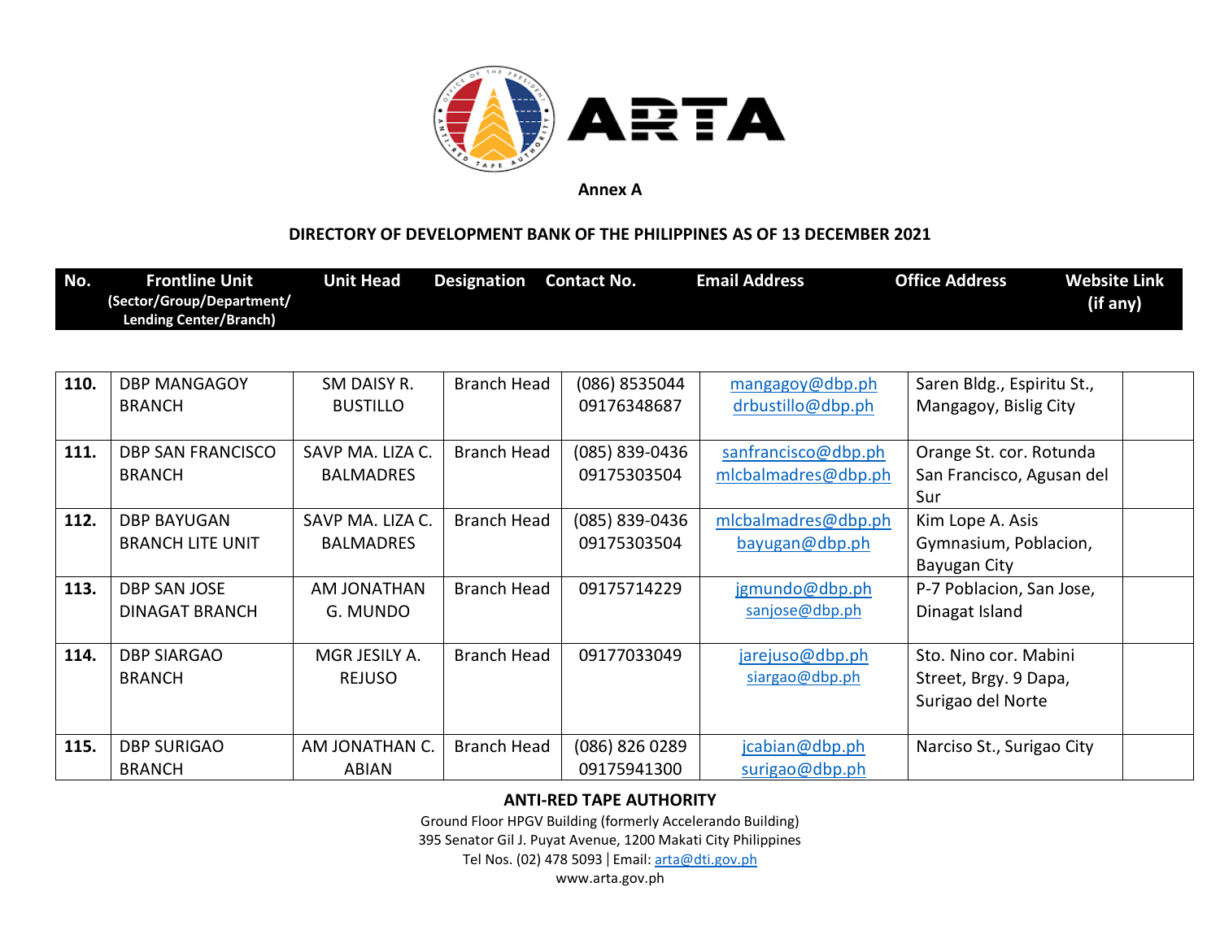**Annex A**

**DIRECTORY OF DEVELOPMENT BANK OF THE PHILIPPINES AS OF 13 DECEMBER 2021**

| No. | Frontline Unit (Sector/Group/Department/ Lending Center/Branch) | Unit Head | Designation | Contact No. | Email Address | Office Address | Website Link (if any) |
|---|---|---|---|---|---|---|---|
| 110. | DBP MANGAGOY BRANCH | SM DAISY R. BUSTILLO | Branch Head | (086) 8535044 09176348687 | mangagoy@dbp.ph drbustillo@dbp.ph | Saren Bldg., Espiritu St., Mangagoy, Bislig City | |
| 111. | DBP SAN FRANCISCO BRANCH | SAVP MA. LIZA C. BALMADRES | Branch Head | (085) 839-0436 09175303504 | sanfrancisco@dbp.ph mlcbalmadres@dbp.ph | Orange St. cor. Rotunda San Francisco, Agusan del Sur | |
| 112. | DBP BAYUGAN BRANCH LITE UNIT | SAVP MA. LIZA C. BALMADRES | Branch Head | (085) 839-0436 09175303504 | mlcbalmadres@dbp.ph bayugan@dbp.ph | Kim Lope A. Asis Gymnasium, Poblacion, Bayugan City | |
| 113. | DBP SAN JOSE DINAGAT BRANCH | AM JONATHAN G. MUNDO | Branch Head | 09175714229 | jgmundo@dbp.ph sanjose@dbp.ph | P-7 Poblacion, San Jose, Dinagat Island | |
| 114. | DBP SIARGAO BRANCH | MGR JESILY A. REJUSO | Branch Head | 09177033049 | jarejuso@dbp.ph siargao@dbp.ph | Sto. Nino cor. Mabini Street, Brgy. 9 Dapa, Surigao del Norte | |
| 115. | DBP SURIGAO BRANCH | AM JONATHAN C. ABIAN | Branch Head | (086) 826 0289 09175941300 | jcabian@dbp.ph surigao@dbp.ph | Narciso St., Surigao City | |

**ANTI-RED TAPE AUTHORITY**
Ground Floor HPGV Building (formerly Accelerando Building)
395 Senator Gil J. Puyat Avenue, 1200 Makati City Philippines
Tel Nos. (02) 478 5093 | Email: arta@dti.gov.ph
www.arta.gov.ph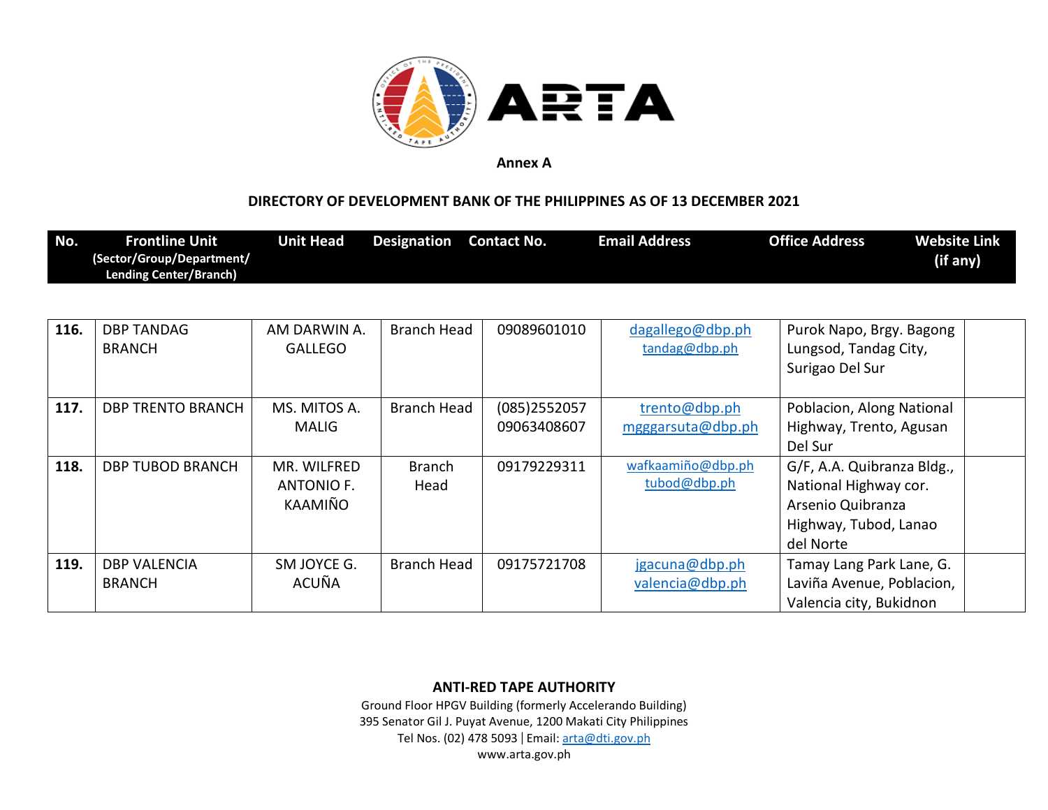Annex A

**DIRECTORY OF DEVELOPMENT BANK OF THE PHILIPPINES AS OF 13 DECEMBER 2021**

| No. | Frontline Unit (Sector/Group/Department/ Lending Center/Branch) | Unit Head | Designation | Contact No. | Email Address | Office Address | Website Link (if any) |
|---|---|---|---|---|---|---|---|
| 116. | DBP TANDAG BRANCH | AM DARWIN A. GALLEGO | Branch Head | 09089601010 | dagallego@dbp.ph tandag@dbp.ph | Purok Napo, Brgy. Bagong Lungsod, Tandag City, Surigao Del Sur | |
| 117. | DBP TRENTO BRANCH | MS. MITOS A. MALIG | Branch Head | (085)2552057 09063408607 | trento@dbp.ph mgggarsuta@dbp.ph | Poblacion, Along National Highway, Trento, Agusan Del Sur | |
| 118. | DBP TUBOD BRANCH | MR. WILFRED ANTONIO F. KAAMIÑO | Branch Head | 09179229311 | wafkaamiño@dbp.ph tubod@dbp.ph | G/F, A.A. Quibranza Bldg., National Highway cor. Arsenio Quibranza Highway, Tubod, Lanao del Norte | |
| 119. | DBP VALENCIA BRANCH | SM JOYCE G. ACUÑA | Branch Head | 09175721708 | jgacuna@dbp.ph valencia@dbp.ph | Tamay Lang Park Lane, G. Laviña Avenue, Poblacion, Valencia city, Bukidnon | |

**ANTI-RED TAPE AUTHORITY**
Ground Floor HPGV Building (formerly Accelerando Building)
395 Senator Gil J. Puyat Avenue, 1200 Makati City Philippines
Tel Nos. (02) 478 5093 | Email: arta@dti.gov.ph
www.arta.gov.ph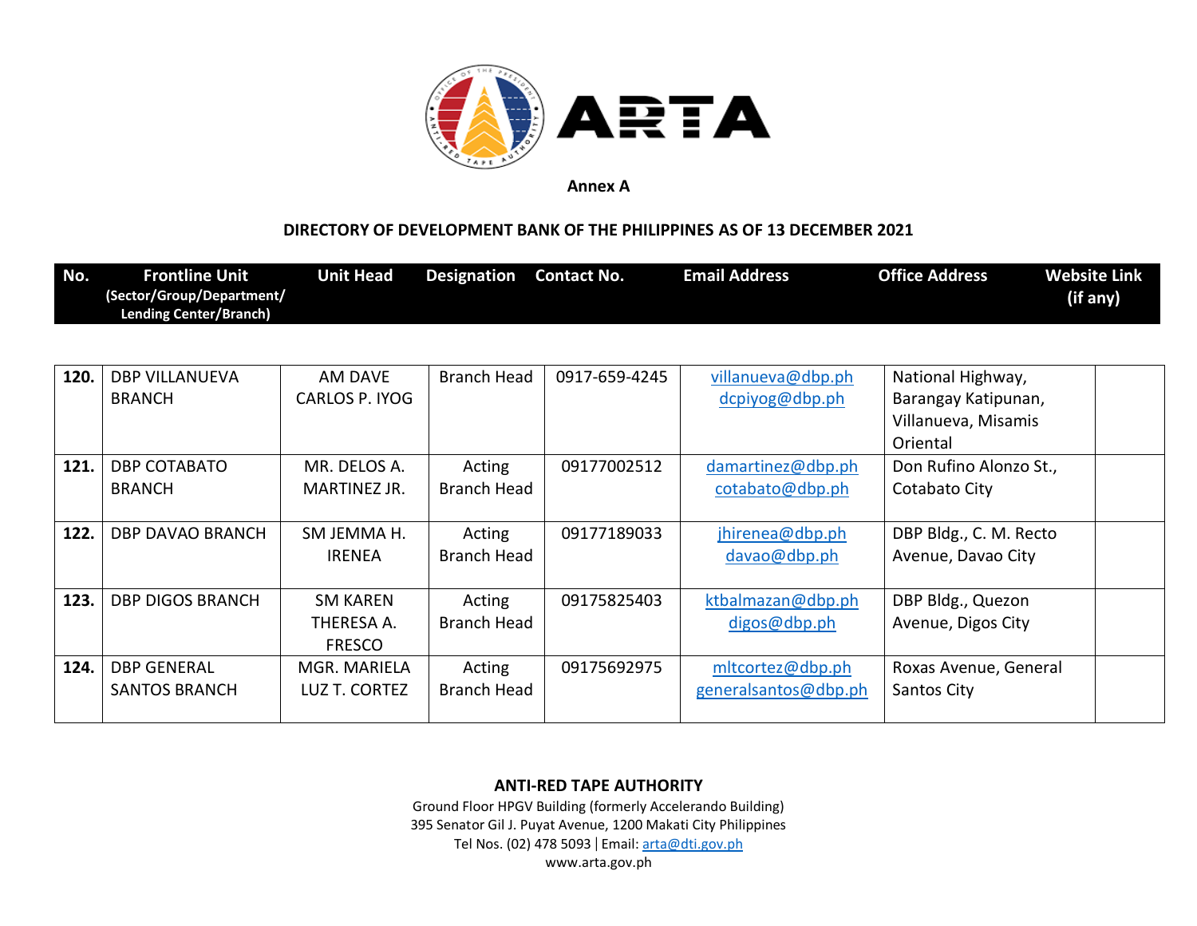**Annex A**

**DIRECTORY OF DEVELOPMENT BANK OF THE PHILIPPINES AS OF 13 DECEMBER 2021**

| No. | Frontline Unit (Sector/Group/Department/ Lending Center/Branch) | Unit Head | Designation | Contact No. | Email Address | Office Address | Website Link (if any) |
|---|---|---|---|---|---|---|---|
| 120. | DBP VILLANUEVA BRANCH | AM DAVE CARLOS P. IYOG | Branch Head | 0917-659-4245 | villanueva@dbp.ph dcpiyog@dbp.ph | National Highway, Barangay Katipunan, Villanueva, Misamis Oriental | |
| 121. | DBP COTABATO BRANCH | MR. DELOS A. MARTINEZ JR. | Acting Branch Head | 09177002512 | damartinez@dbp.ph cotabato@dbp.ph | Don Rufino Alonzo St., Cotabato City | |
| 122. | DBP DAVAO BRANCH | SM JEMMA H. IRENEA | Acting Branch Head | 09177189033 | jhirenea@dbp.ph davao@dbp.ph | DBP Bldg., C. M. Recto Avenue, Davao City | |
| 123. | DBP DIGOS BRANCH | SM KAREN THERESA A. FRESCO | Acting Branch Head | 09175825403 | ktbalmazan@dbp.ph digos@dbp.ph | DBP Bldg., Quezon Avenue, Digos City | |
| 124. | DBP GENERAL SANTOS BRANCH | MGR. MARIELA LUZ T. CORTEZ | Acting Branch Head | 09175692975 | mltcortez@dbp.ph generalsantos@dbp.ph | Roxas Avenue, General Santos City | |

**ANTI-RED TAPE AUTHORITY**
Ground Floor HPGV Building (formerly Accelerando Building)
395 Senator Gil J. Puyat Avenue, 1200 Makati City Philippines
Tel Nos. (02) 478 5093 | Email: arta@dti.gov.ph
www.arta.gov.ph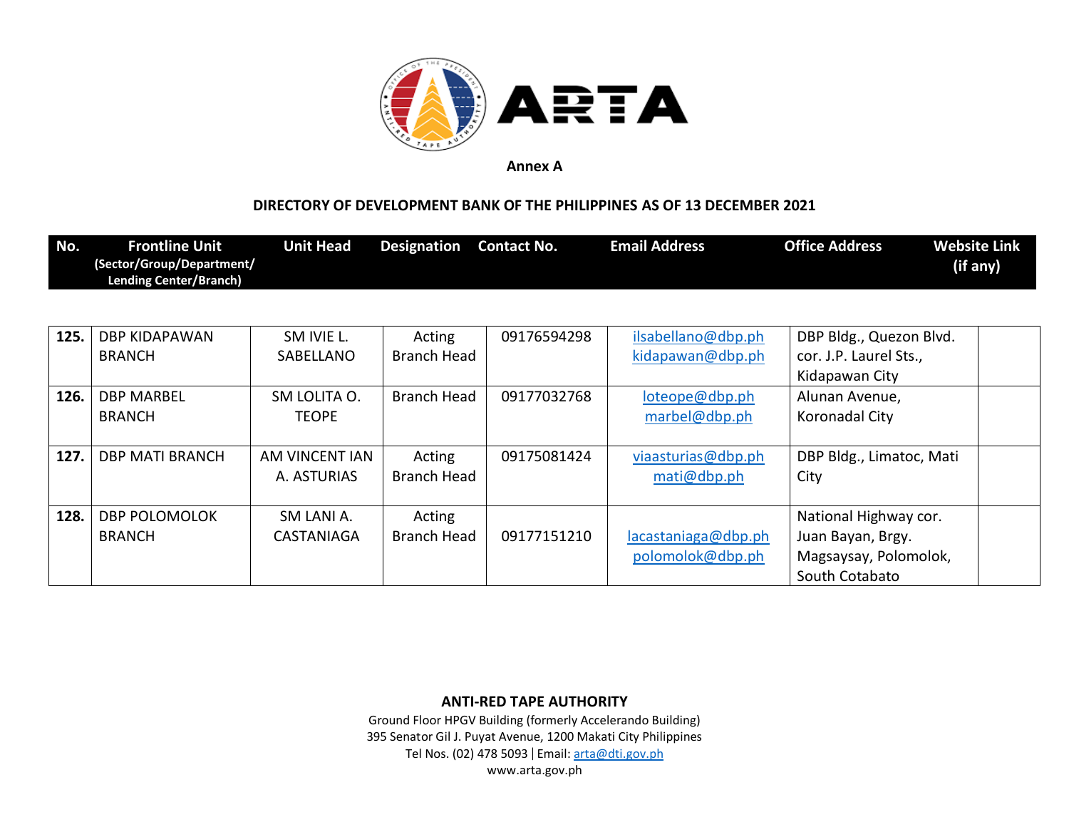**Annex A**

**DIRECTORY OF DEVELOPMENT BANK OF THE PHILIPPINES AS OF 13 DECEMBER 2021**

| No. | Frontline Unit (Sector/Group/Department/ Lending Center/Branch) | Unit Head | Designation | Contact No. | Email Address | Office Address | Website Link (if any) |
|---|---|---|---|---|---|---|---|
| **125.** | DBP KIDAPAWAN BRANCH | SM IVIE L. SABELLANO | Acting Branch Head | 09176594298 | ilsabellano@dbp.ph kidapawan@dbp.ph | DBP Bldg., Quezon Blvd. cor. J.P. Laurel Sts., Kidapawan City | |
| **126.** | DBP MARBEL BRANCH | SM LOLITA O. TEOPE | Branch Head | 09177032768 | loteope@dbp.ph marbel@dbp.ph | Alunan Avenue, Koronadal City | |
| **127.** | DBP MATI BRANCH | AM VINCENT IAN A. ASTURIAS | Acting Branch Head | 09175081424 | viaasturias@dbp.ph mati@dbp.ph | DBP Bldg., Limatoc, Mati City | |
| **128.** | DBP POLOMOLOK BRANCH | SM LANI A. CASTANIAGA | Acting Branch Head | 09177151210 | lacastaniaga@dbp.ph polomolok@dbp.ph | National Highway cor. Juan Bayan, Brgy. Magsaysay, Polomolok, South Cotabato | |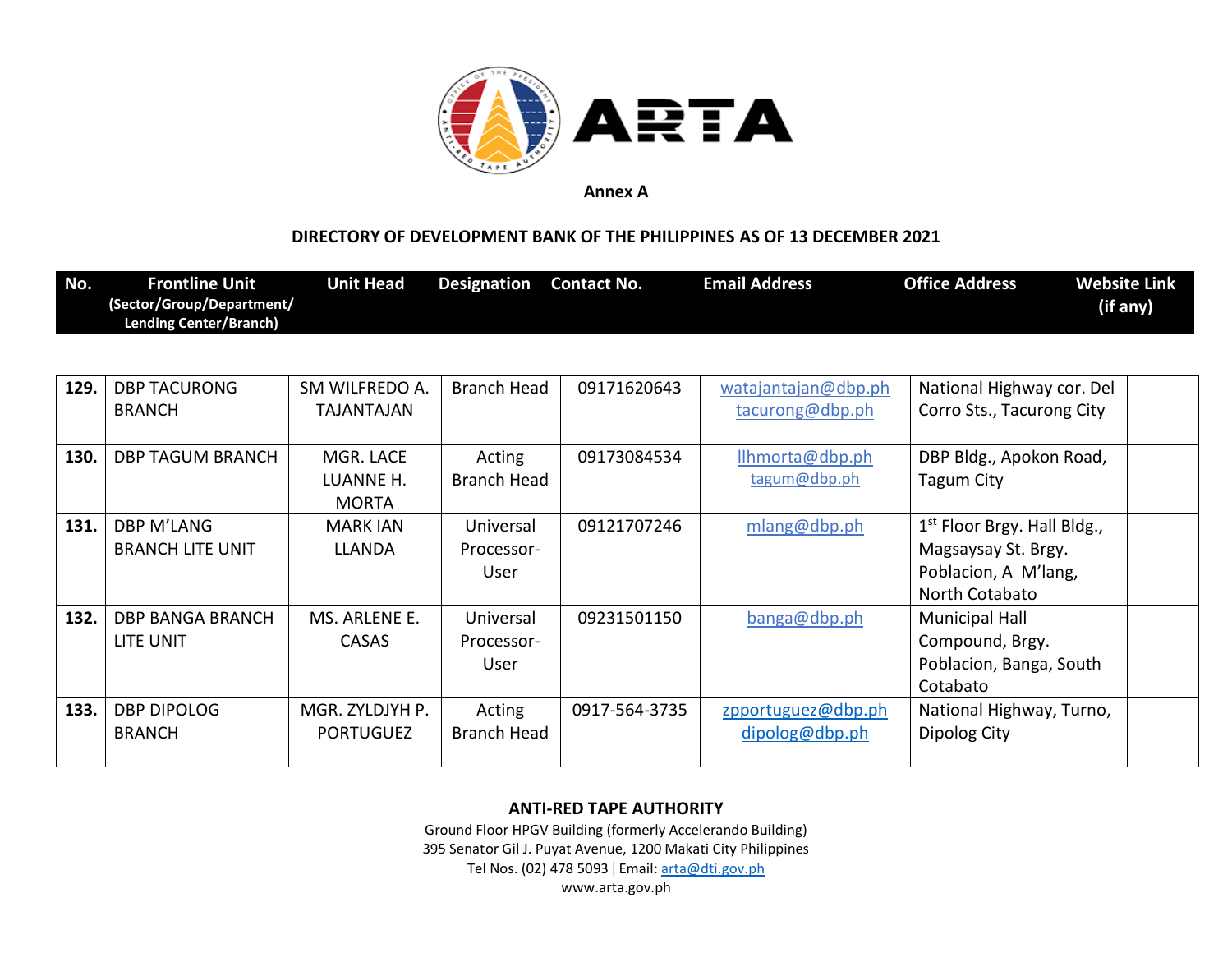**Annex A**

**DIRECTORY OF DEVELOPMENT BANK OF THE PHILIPPINES AS OF 13 DECEMBER 2021**

| No. | Frontline Unit (Sector/Group/Department/ Lending Center/Branch) | Unit Head | Designation | Contact No. | Email Address | Office Address | Website Link (if any) |
|---|---|---|---|---|---|---|---|
| **129.** | DBP TACURONG BRANCH | SM WILFREDO A. TAJANTAJAN | Branch Head | 09171620643 | watajantajan@dbp.ph tacurong@dbp.ph | National Highway cor. Del Corro Sts., Tacurong City | |
| **130.** | DBP TAGUM BRANCH | MGR. LACE LUANNE H. MORTA | Acting Branch Head | 09173084534 | llhmorta@dbp.ph tagum@dbp.ph | DBP Bldg., Apokon Road, Tagum City | |
| **131.** | DBP M'LANG BRANCH LITE UNIT | MARK IAN LLANDA | Universal Processor-User | 09121707246 | mlang@dbp.ph | 1st Floor Brgy. Hall Bldg., Magsaysay St. Brgy. Poblacion, A M'lang, North Cotabato | |
| **132.** | DBP BANGA BRANCH LITE UNIT | MS. ARLENE E. CASAS | Universal Processor-User | 09231501150 | banga@dbp.ph | Municipal Hall Compound, Brgy. Poblacion, Banga, South Cotabato | |
| **133.** | DBP DIPOLOG BRANCH | MGR. ZYLDJYH P. PORTUGUEZ | Acting Branch Head | 0917-564-3735 | zpportuguez@dbp.ph dipolog@dbp.ph | National Highway, Turno, Dipolog City | |

**ANTI-RED TAPE AUTHORITY**
Ground Floor HPGV Building (formerly Accelerando Building)
395 Senator Gil J. Puyat Avenue, 1200 Makati City Philippines
Tel Nos. (02) 478 5093 | Email: arta@dti.gov.ph
www.arta.gov.ph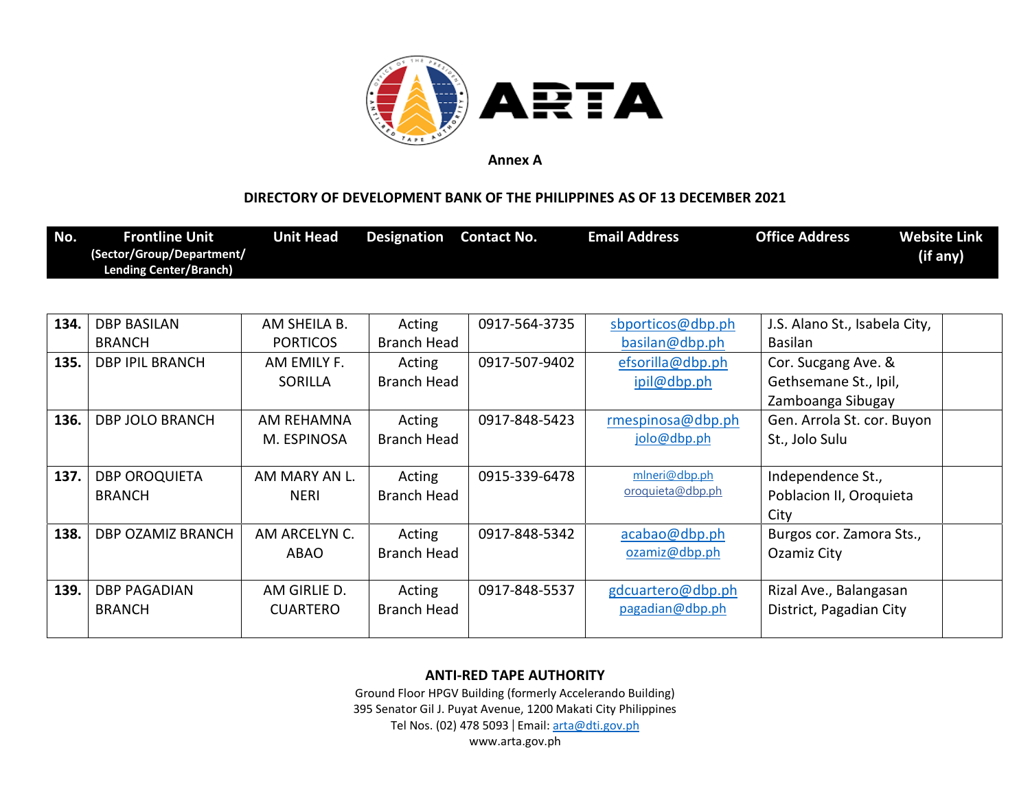**Annex A**

**DIRECTORY OF DEVELOPMENT BANK OF THE PHILIPPINES AS OF 13 DECEMBER 2021**

| No. | Frontline Unit (Sector/Group/Department/ Lending Center/Branch) | Unit Head | Designation | Contact No. | Email Address | Office Address | Website Link (if any) |
|---|---|---|---|---|---|---|---|
| **134.** | DBP BASILAN BRANCH | AM SHEILA B. PORTICOS | Acting Branch Head | 0917-564-3735 | sbporticos@dbp.ph basilan@dbp.ph | J.S. Alano St., Isabela City, Basilan | |
| **135.** | DBP IPIL BRANCH | AM EMILY F. SORILLA | Acting Branch Head | 0917-507-9402 | efsorilla@dbp.ph ipil@dbp.ph | Cor. Sucgang Ave. & Gethsemane St., Ipil, Zamboanga Sibugay | |
| **136.** | DBP JOLO BRANCH | AM REHAMNA M. ESPINOSA | Acting Branch Head | 0917-848-5423 | rmespinosa@dbp.ph jolo@dbp.ph | Gen. Arrola St. cor. Buyon St., Jolo Sulu | |
| **137.** | DBP OROQUIETA BRANCH | AM MARY AN L. NERI | Acting Branch Head | 0915-339-6478 | mlneri@dbp.ph oroquieta@dbp.ph | Independence St., Poblacion II, Oroquieta City | |
| **138.** | DBP OZAMIZ BRANCH | AM ARCELYN C. ABAO | Acting Branch Head | 0917-848-5342 | acabao@dbp.ph ozamiz@dbp.ph | Burgos cor. Zamora Sts., Ozamiz City | |
| **139.** | DBP PAGADIAN BRANCH | AM GIRLIE D. CUARTERO | Acting Branch Head | 0917-848-5537 | gdcuartero@dbp.ph pagadian@dbp.ph | Rizal Ave., Balangasan District, Pagadian City | |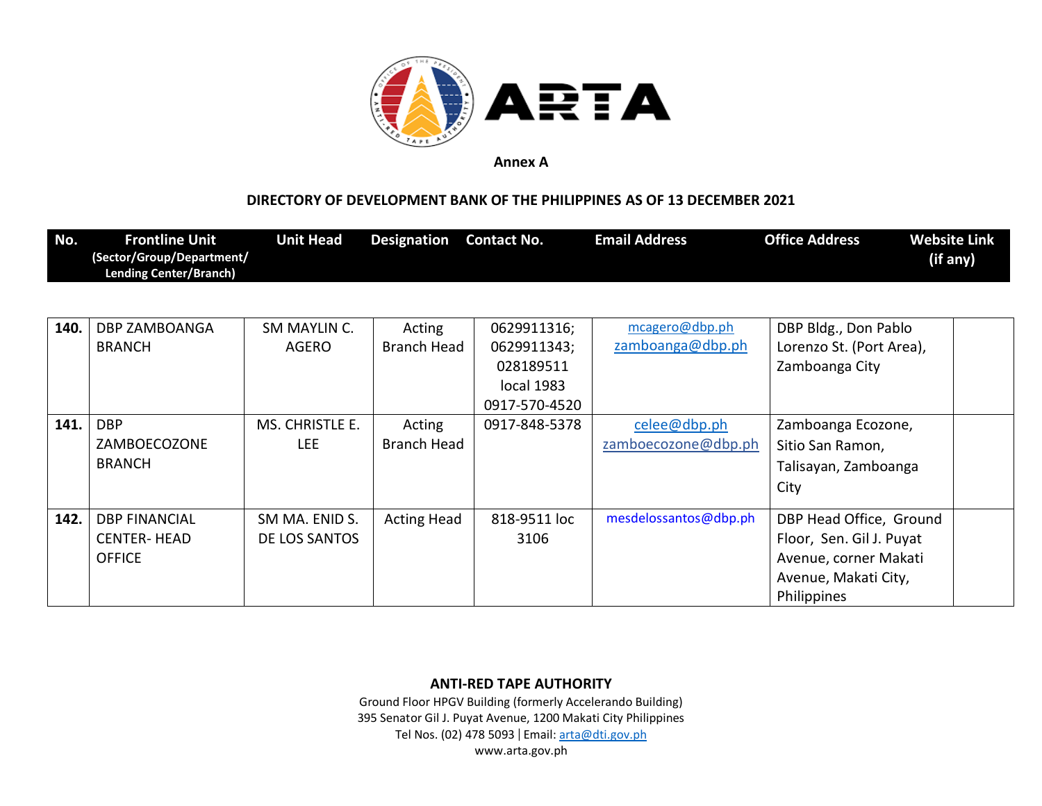Annex A

**DIRECTORY OF DEVELOPMENT BANK OF THE PHILIPPINES AS OF 13 DECEMBER 2021**

| No. | Frontline Unit (Sector/Group/Department/ Lending Center/Branch) | Unit Head | Designation | Contact No. | Email Address | Office Address | Website Link (if any) |
|---|---|---|---|---|---|---|---|
| **140.** | DBP ZAMBOANGA BRANCH | SM MAYLIN C. AGERO | Acting Branch Head | 0629911316; 0629911343; 028189511 local 1983 0917-570-4520 | mcagero@dbp.ph zamboanga@dbp.ph | DBP Bldg., Don Pablo Lorenzo St. (Port Area), Zamboanga City | |
| **141.** | DBP ZAMBOECOZONE BRANCH | MS. CHRISTLE E. LEE | Acting Branch Head | 0917-848-5378 | celee@dbp.ph zamboecozone@dbp.ph | Zamboanga Ecozone, Sitio San Ramon, Talisayan, Zamboanga City | |
| **142.** | DBP FINANCIAL CENTER- HEAD OFFICE | SM MA. ENID S. DE LOS SANTOS | Acting Head | 818-9511 loc 3106 | mesdelossantos@dbp.ph | DBP Head Office, Ground Floor, Sen. Gil J. Puyat Avenue, corner Makati Avenue, Makati City, Philippines | |

**ANTI-RED TAPE AUTHORITY**
Ground Floor HPGV Building (formerly Accelerando Building)
395 Senator Gil J. Puyat Avenue, 1200 Makati City Philippines
Tel Nos. (02) 478 5093 | Email: arta@dti.gov.ph
www.arta.gov.ph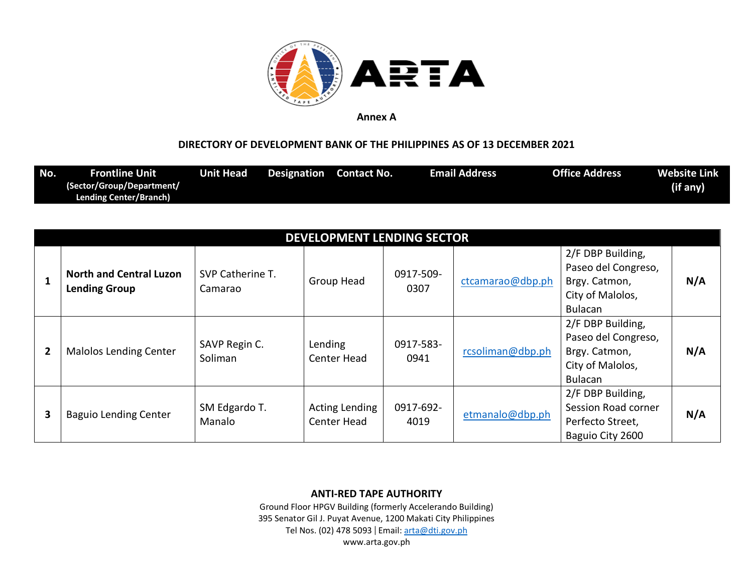**Annex A**

**DIRECTORY OF DEVELOPMENT BANK OF THE PHILIPPINES AS OF 13 DECEMBER 2021**

| No. | Frontline Unit (Sector/Group/Department/ Lending Center/Branch) | Unit Head | Designation | Contact No. | Email Address | Office Address | Website Link (if any) |
|---|---|---|---|---|---|---|---|
| **DEVELOPMENT LENDING SECTOR** | | | | | | | |
| **1** | **North and Central Luzon Lending Group** | SVP Catherine T. Camarao | Group Head | 0917-509-0307 | ctcamarao@dbp.ph | 2/F DBP Building, Paseo del Congreso, Brgy. Catmon, City of Malolos, Bulacan | **N/A** |
| **2** | Malolos Lending Center | SAVP Regin C. Soliman | Lending Center Head | 0917-583-0941 | rcsoliman@dbp.ph | 2/F DBP Building, Paseo del Congreso, Brgy. Catmon, City of Malolos, Bulacan | **N/A** |
| **3** | Baguio Lending Center | SM Edgardo T. Manalo | Acting Lending Center Head | 0917-692-4019 | etmanalo@dbp.ph | 2/F DBP Building, Session Road corner Perfecto Street, Baguio City 2600 | **N/A** |

**ANTI-RED TAPE AUTHORITY**
Ground Floor HPGV Building (formerly Accelerando Building)
395 Senator Gil J. Puyat Avenue, 1200 Makati City Philippines
Tel Nos. (02) 478 5093 | Email: arta@dti.gov.ph
www.arta.gov.ph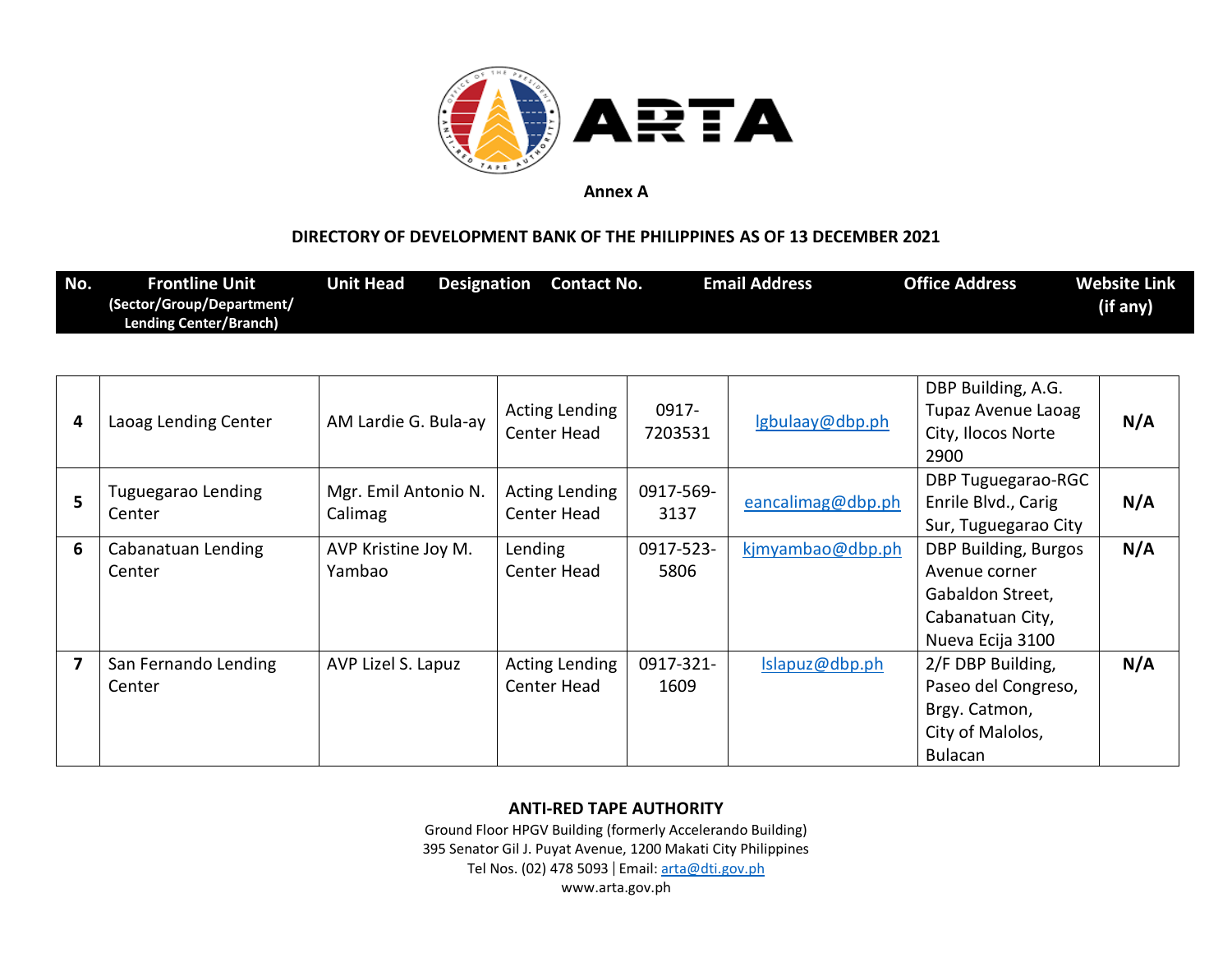**Annex A**

**DIRECTORY OF DEVELOPMENT BANK OF THE PHILIPPINES AS OF 13 DECEMBER 2021**

| No. | Frontline Unit (Sector/Group/Department/ Lending Center/Branch) | Unit Head | Designation | Contact No. | Email Address | Office Address | Website Link (if any) |
|---|---|---|---|---|---|---|---|
| 4 | Laoag Lending Center | AM Lardie G. Bula-ay | Acting Lending Center Head | 0917-7203531 | lgbulaay@dbp.ph | DBP Building, A.G. Tupaz Avenue Laoag City, Ilocos Norte 2900 | N/A |
| 5 | Tuguegarao Lending Center | Mgr. Emil Antonio N. Calimag | Acting Lending Center Head | 0917-569-3137 | eancalimag@dbp.ph | DBP Tuguegarao-RGC Enrile Blvd., Carig Sur, Tuguegarao City | N/A |
| 6 | Cabanatuan Lending Center | AVP Kristine Joy M. Yambao | Lending Center Head | 0917-523-5806 | kjmyambao@dbp.ph | DBP Building, Burgos Avenue corner Gabaldon Street, Cabanatuan City, Nueva Ecija 3100 | N/A |
| 7 | San Fernando Lending Center | AVP Lizel S. Lapuz | Acting Lending Center Head | 0917-321-1609 | lslapuz@dbp.ph | 2/F DBP Building, Paseo del Congreso, Brgy. Catmon, City of Malolos, Bulacan | N/A |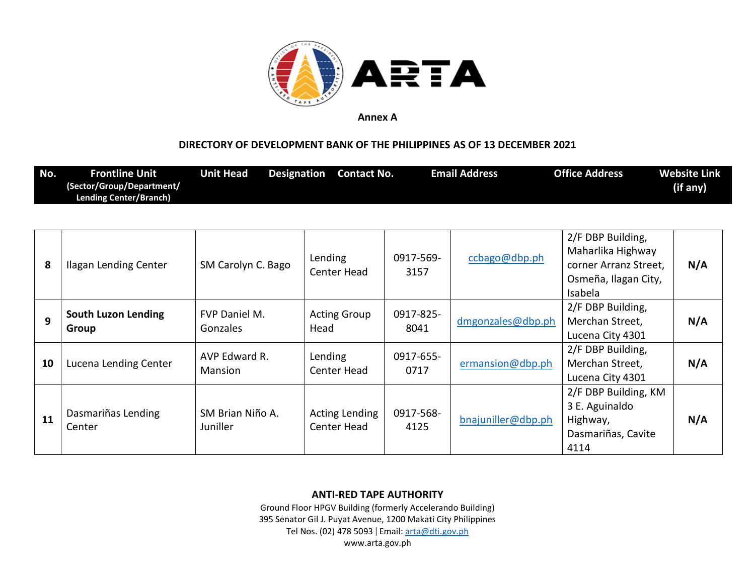**Annex A**

**DIRECTORY OF DEVELOPMENT BANK OF THE PHILIPPINES AS OF 13 DECEMBER 2021**

| No. | Frontline Unit (Sector/Group/Department/ Lending Center/Branch) | Unit Head | Designation | Contact No. | Email Address | Office Address | Website Link (if any) |
|---|---|---|---|---|---|---|---|
| **8** | Ilagan Lending Center | SM Carolyn C. Bago | Lending Center Head | 0917-569-3157 | ccbago@dbp.ph | 2/F DBP Building, Maharlika Highway corner Arranz Street, Osmeña, Ilagan City, Isabela | **N/A** |
| **9** | **South Luzon Lending Group** | FVP Daniel M. Gonzales | Acting Group Head | 0917-825-8041 | dmgonzales@dbp.ph | 2/F DBP Building, Merchan Street, Lucena City 4301 | **N/A** |
| **10** | Lucena Lending Center | AVP Edward R. Mansion | Lending Center Head | 0917-655-0717 | ermansion@dbp.ph | 2/F DBP Building, Merchan Street, Lucena City 4301 | **N/A** |
| **11** | Dasmariñas Lending Center | SM Brian Niño A. Juniller | Acting Lending Center Head | 0917-568-4125 | bnajuniller@dbp.ph | 2/F DBP Building, KM 3 E. Aguinaldo Highway, Dasmariñas, Cavite 4114 | **N/A** |

**ANTI-RED TAPE AUTHORITY**
Ground Floor HPGV Building (formerly Accelerando Building)
395 Senator Gil J. Puyat Avenue, 1200 Makati City Philippines
Tel Nos. (02) 478 5093 | Email: arta@dti.gov.ph
www.arta.gov.ph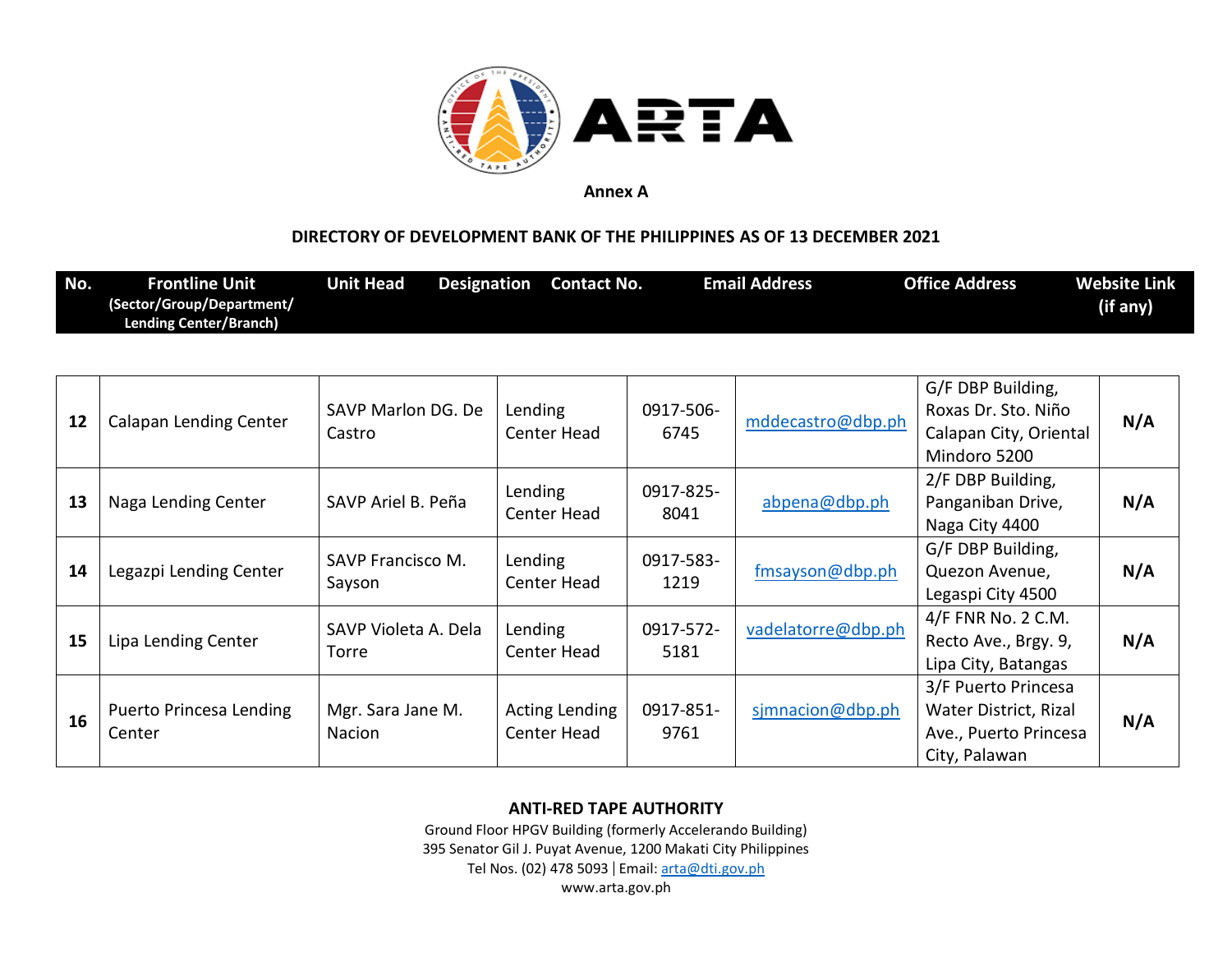**Annex A**

**DIRECTORY OF DEVELOPMENT BANK OF THE PHILIPPINES AS OF 13 DECEMBER 2021**

| No. | Frontline Unit (Sector/Group/Department/ Lending Center/Branch) | Unit Head | Designation | Contact No. | Email Address | Office Address | Website Link (if any) |
|---|---|---|---|---|---|---|---|
| 12 | Calapan Lending Center | SAVP Marlon DG. De Castro | Lending Center Head | 0917-506-6745 | mddecastro@dbp.ph | G/F DBP Building, Roxas Dr. Sto. Niño Calapan City, Oriental Mindoro 5200 | N/A |
| 13 | Naga Lending Center | SAVP Ariel B. Peña | Lending Center Head | 0917-825-8041 | abpena@dbp.ph | 2/F DBP Building, Panganiban Drive, Naga City 4400 | N/A |
| 14 | Legazpi Lending Center | SAVP Francisco M. Sayson | Lending Center Head | 0917-583-1219 | fmsayson@dbp.ph | G/F DBP Building, Quezon Avenue, Legaspi City 4500 | N/A |
| 15 | Lipa Lending Center | SAVP Violeta A. Dela Torre | Lending Center Head | 0917-572-5181 | vadelatorre@dbp.ph | 4/F FNR No. 2 C.M. Recto Ave., Brgy. 9, Lipa City, Batangas | N/A |
| 16 | Puerto Princesa Lending Center | Mgr. Sara Jane M. Nacion | Acting Lending Center Head | 0917-851-9761 | sjmnacion@dbp.ph | 3/F Puerto Princesa Water District, Rizal Ave., Puerto Princesa City, Palawan | N/A |

**ANTI-RED TAPE AUTHORITY**
Ground Floor HPGV Building (formerly Accelerando Building)
395 Senator Gil J. Puyat Avenue, 1200 Makati City Philippines
Tel Nos. (02) 478 5093 | Email: arta@dti.gov.ph
www.arta.gov.ph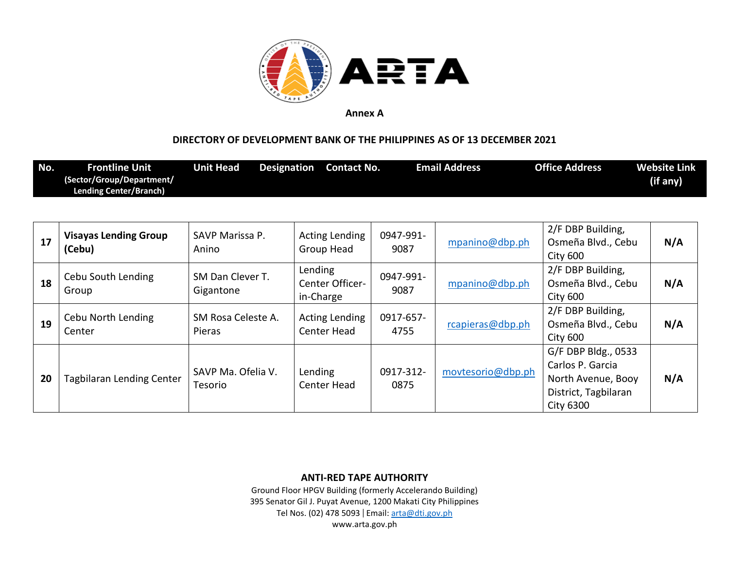**Annex A**

**DIRECTORY OF DEVELOPMENT BANK OF THE PHILIPPINES AS OF 13 DECEMBER 2021**

| No. | Frontline Unit (Sector/Group/Department/ Lending Center/Branch) | Unit Head | Designation | Contact No. | Email Address | Office Address | Website Link (if any) |
|---|---|---|---|---|---|---|---|
| **17** | **Visayas Lending Group (Cebu)** | SAVP Marissa P. Anino | Acting Lending Group Head | 0947-991-9087 | mpanino@dbp.ph | 2/F DBP Building, Osmeña Blvd., Cebu City 600 | **N/A** |
| **18** | Cebu South Lending Group | SM Dan Clever T. Gigantone | Lending Center Officer-in-Charge | 0947-991-9087 | mpanino@dbp.ph | 2/F DBP Building, Osmeña Blvd., Cebu City 600 | **N/A** |
| **19** | Cebu North Lending Center | SM Rosa Celeste A. Pieras | Acting Lending Center Head | 0917-657-4755 | rcapieras@dbp.ph | 2/F DBP Building, Osmeña Blvd., Cebu City 600 | **N/A** |
| **20** | Tagbilaran Lending Center | SAVP Ma. Ofelia V. Tesorio | Lending Center Head | 0917-312-0875 | movtesorio@dbp.ph | G/F DBP Bldg., 0533 Carlos P. Garcia North Avenue, Booy District, Tagbilaran City 6300 | **N/A** |

**ANTI-RED TAPE AUTHORITY**
Ground Floor HPGV Building (formerly Accelerando Building)
395 Senator Gil J. Puyat Avenue, 1200 Makati City Philippines
Tel Nos. (02) 478 5093 | Email: arta@dti.gov.ph
www.arta.gov.ph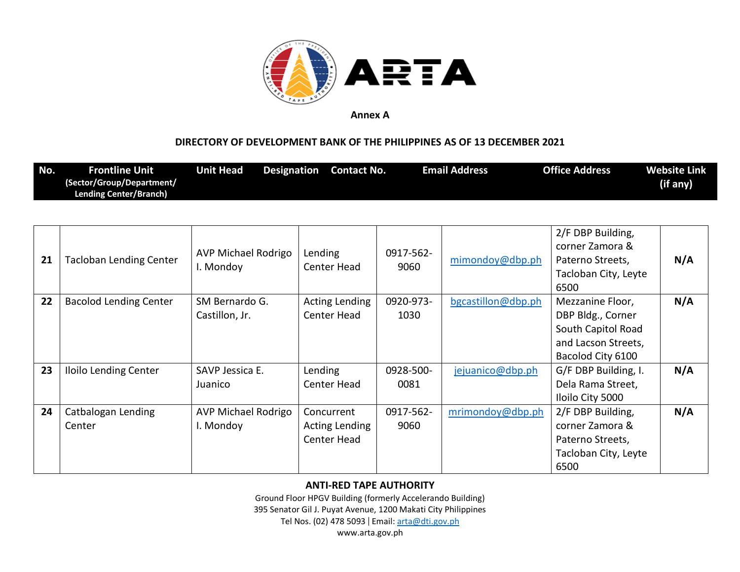**Annex A**

**DIRECTORY OF DEVELOPMENT BANK OF THE PHILIPPINES AS OF 13 DECEMBER 2021**

| No. | Frontline Unit (Sector/Group/Department/ Lending Center/Branch) | Unit Head | Designation | Contact No. | Email Address | Office Address | Website Link (if any) |
|---|---|---|---|---|---|---|---|
| 21 | Tacloban Lending Center | AVP Michael Rodrigo I. Mondoy | Lending Center Head | 0917-562-9060 | mimondoy@dbp.ph | 2/F DBP Building, corner Zamora & Paterno Streets, Tacloban City, Leyte 6500 | N/A |
| 22 | Bacolod Lending Center | SM Bernardo G. Castillon, Jr. | Acting Lending Center Head | 0920-973-1030 | bgcastillon@dbp.ph | Mezzanine Floor, DBP Bldg., Corner South Capitol Road and Lacson Streets, Bacolod City 6100 | N/A |
| 23 | Iloilo Lending Center | SAVP Jessica E. Juanico | Lending Center Head | 0928-500-0081 | jejuanico@dbp.ph | G/F DBP Building, I. Dela Rama Street, Iloilo City 5000 | N/A |
| 24 | Catbalogan Lending Center | AVP Michael Rodrigo I. Mondoy | Concurrent Acting Lending Center Head | 0917-562-9060 | mrimondoy@dbp.ph | 2/F DBP Building, corner Zamora & Paterno Streets, Tacloban City, Leyte 6500 | N/A |

**ANTI-RED TAPE AUTHORITY**
Ground Floor HPGV Building (formerly Accelerando Building)
395 Senator Gil J. Puyat Avenue, 1200 Makati City Philippines
Tel Nos. (02) 478 5093 | Email: arta@dti.gov.ph
www.arta.gov.ph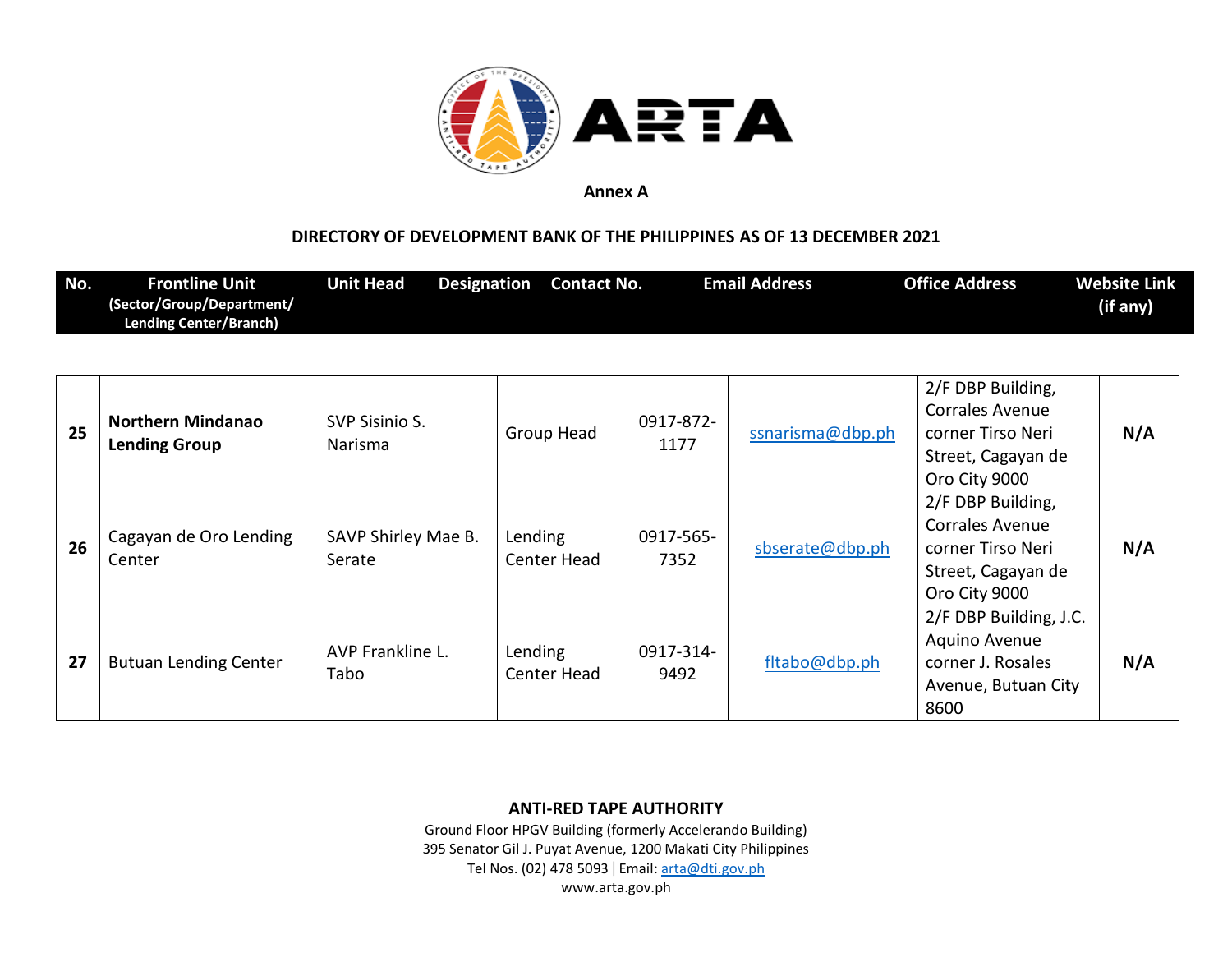Annex A

**DIRECTORY OF DEVELOPMENT BANK OF THE PHILIPPINES AS OF 13 DECEMBER 2021**

| No. | Frontline Unit (Sector/Group/Department/ Lending Center/Branch) | Unit Head | Designation | Contact No. | Email Address | Office Address | Website Link (if any) |
|---|---|---|---|---|---|---|---|
| 25 | **Northern Mindanao Lending Group** | SVP Sisinio S. Narisma | Group Head | 0917-872-1177 | ssnarisma@dbp.ph | 2/F DBP Building, Corrales Avenue corner Tirso Neri Street, Cagayan de Oro City 9000 | N/A |
| 26 | Cagayan de Oro Lending Center | SAVP Shirley Mae B. Serate | Lending Center Head | 0917-565-7352 | sbserate@dbp.ph | 2/F DBP Building, Corrales Avenue corner Tirso Neri Street, Cagayan de Oro City 9000 | N/A |
| 27 | Butuan Lending Center | AVP Frankline L. Tabo | Lending Center Head | 0917-314-9492 | fltabo@dbp.ph | 2/F DBP Building, J.C. Aquino Avenue corner J. Rosales Avenue, Butuan City 8600 | N/A |

**ANTI-RED TAPE AUTHORITY**
Ground Floor HPGV Building (formerly Accelerando Building)
395 Senator Gil J. Puyat Avenue, 1200 Makati City Philippines
Tel Nos. (02) 478 5093 | Email: arta@dti.gov.ph
www.arta.gov.ph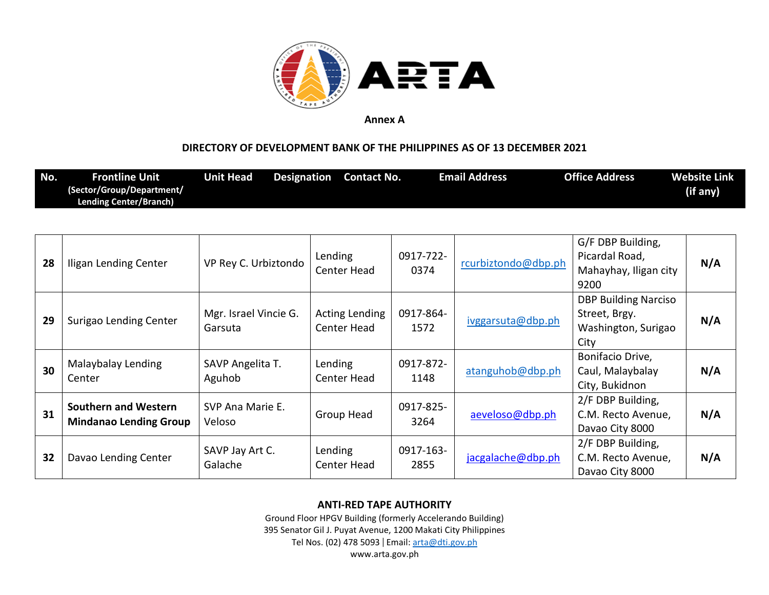**Annex A**

**DIRECTORY OF DEVELOPMENT BANK OF THE PHILIPPINES AS OF 13 DECEMBER 2021**

| No. | Frontline Unit (Sector/Group/Department/ Lending Center/Branch) | Unit Head | Designation | Contact No. | Email Address | Office Address | Website Link (if any) |
|---|---|---|---|---|---|---|---|
| **28** | Iligan Lending Center | VP Rey C. Urbiztondo | Lending Center Head | 0917-722-0374 | rcurbiztondo@dbp.ph | G/F DBP Building, Picardal Road, Mahayhay, Iligan city 9200 | **N/A** |
| **29** | Surigao Lending Center | Mgr. Israel Vincie G. Garsuta | Acting Lending Center Head | 0917-864-1572 | ivggarsuta@dbp.ph | DBP Building Narciso Street, Brgy. Washington, Surigao City | **N/A** |
| **30** | Malaybalay Lending Center | SAVP Angelita T. Aguhob | Lending Center Head | 0917-872-1148 | atanguhob@dbp.ph | Bonifacio Drive, Caul, Malaybalay City, Bukidnon | **N/A** |
| **31** | **Southern and Western Mindanao Lending Group** | SVP Ana Marie E. Veloso | Group Head | 0917-825-3264 | aeveloso@dbp.ph | 2/F DBP Building, C.M. Recto Avenue, Davao City 8000 | **N/A** |
| **32** | Davao Lending Center | SAVP Jay Art C. Galache | Lending Center Head | 0917-163-2855 | jacgalache@dbp.ph | 2/F DBP Building, C.M. Recto Avenue, Davao City 8000 | **N/A** |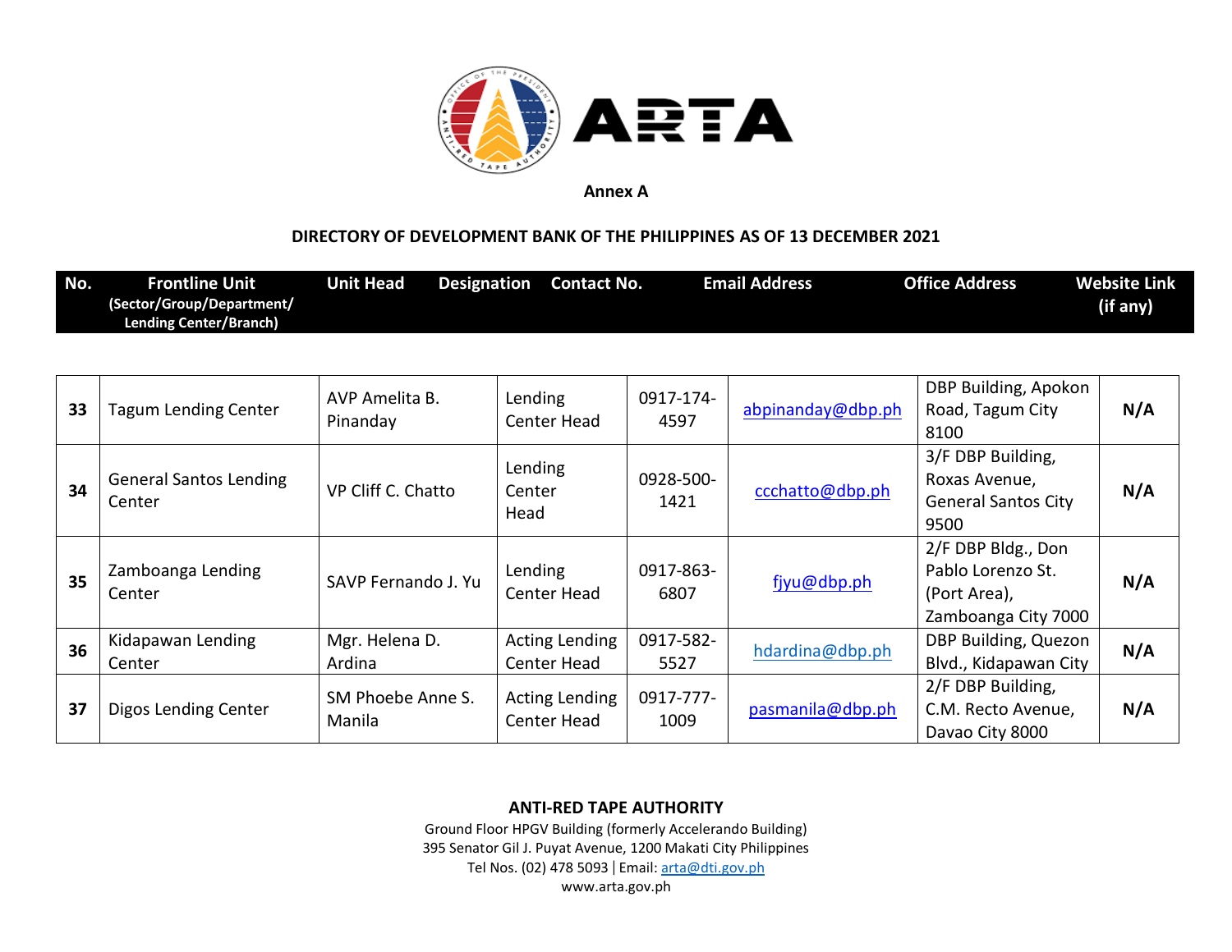**Annex A**

**DIRECTORY OF DEVELOPMENT BANK OF THE PHILIPPINES AS OF 13 DECEMBER 2021**

| No. | Frontline Unit (Sector/Group/Department/ Lending Center/Branch) | Unit Head | Designation | Contact No. | Email Address | Office Address | Website Link (if any) |
|---|---|---|---|---|---|---|---|
| 33 | Tagum Lending Center | AVP Amelita B. Pinanday | Lending Center Head | 0917-174-4597 | abpinanday@dbp.ph | DBP Building, Apokon Road, Tagum City 8100 | N/A |
| 34 | General Santos Lending Center | VP Cliff C. Chatto | Lending Center Head | 0928-500-1421 | ccchatto@dbp.ph | 3/F DBP Building, Roxas Avenue, General Santos City 9500 | N/A |
| 35 | Zamboanga Lending Center | SAVP Fernando J. Yu | Lending Center Head | 0917-863-6807 | fjyu@dbp.ph | 2/F DBP Bldg., Don Pablo Lorenzo St. (Port Area), Zamboanga City 7000 | N/A |
| 36 | Kidapawan Lending Center | Mgr. Helena D. Ardina | Acting Lending Center Head | 0917-582-5527 | hdardina@dbp.ph | DBP Building, Quezon Blvd., Kidapawan City | N/A |
| 37 | Digos Lending Center | SM Phoebe Anne S. Manila | Acting Lending Center Head | 0917-777-1009 | pasmanila@dbp.ph | 2/F DBP Building, C.M. Recto Avenue, Davao City 8000 | N/A |

**ANTI-RED TAPE AUTHORITY**
Ground Floor HPGV Building (formerly Accelerando Building)
395 Senator Gil J. Puyat Avenue, 1200 Makati City Philippines
Tel Nos. (02) 478 5093 | Email: arta@dti.gov.ph
www.arta.gov.ph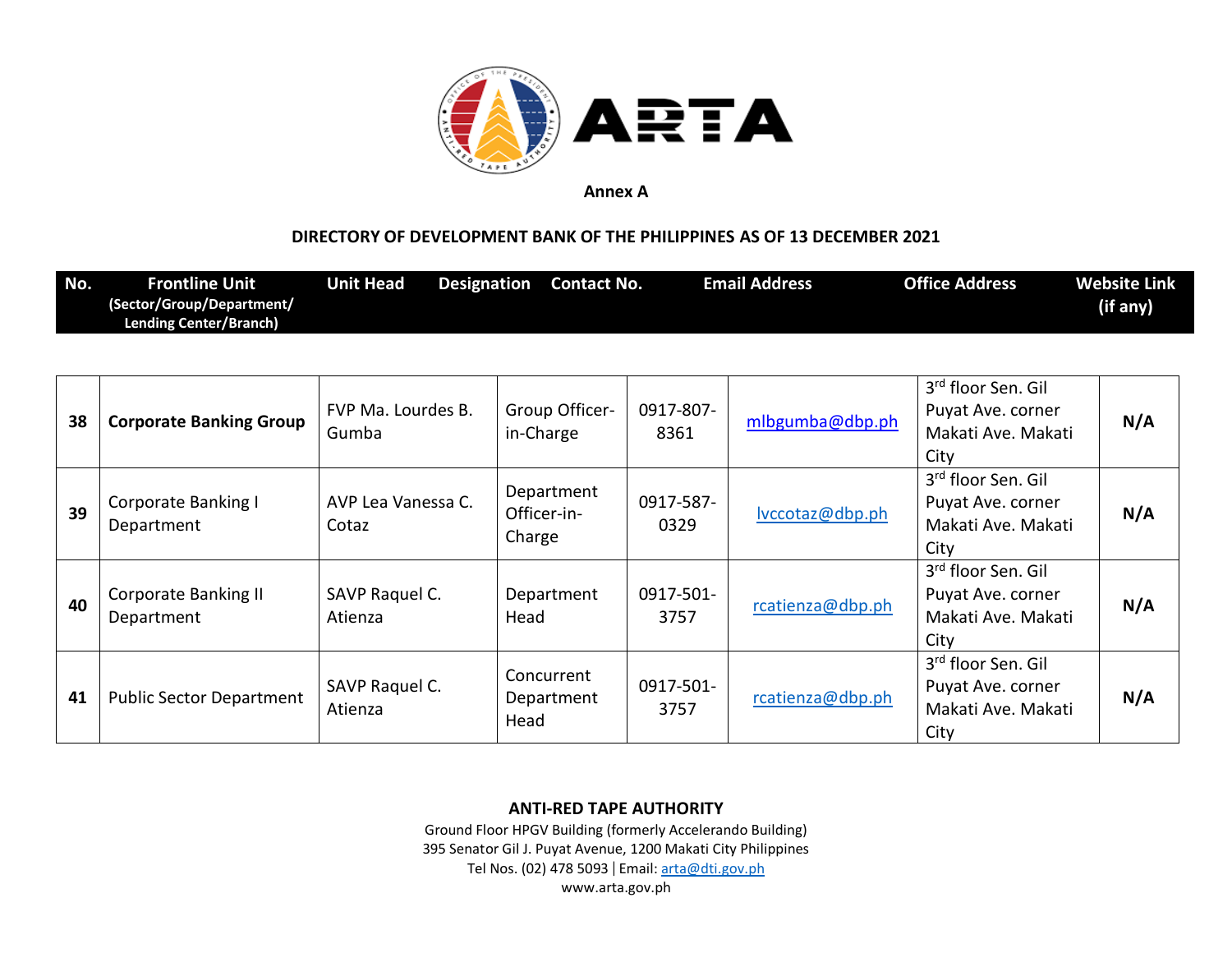Annex A

**DIRECTORY OF DEVELOPMENT BANK OF THE PHILIPPINES AS OF 13 DECEMBER 2021**

| No. | Frontline Unit (Sector/Group/Department/ Lending Center/Branch) | Unit Head | Designation | Contact No. | Email Address | Office Address | Website Link (if any) |
|---|---|---|---|---|---|---|---|
| 38 | **Corporate Banking Group** | FVP Ma. Lourdes B. Gumba | Group Officer-in-Charge | 0917-807-8361 | mlbgumba@dbp.ph | 3rd floor Sen. Gil Puyat Ave. corner Makati Ave. Makati City | N/A |
| 39 | Corporate Banking I Department | AVP Lea Vanessa C. Cotaz | Department Officer-in-Charge | 0917-587-0329 | lvccotaz@dbp.ph | 3rd floor Sen. Gil Puyat Ave. corner Makati Ave. Makati City | N/A |
| 40 | Corporate Banking II Department | SAVP Raquel C. Atienza | Department Head | 0917-501-3757 | rcatienza@dbp.ph | 3rd floor Sen. Gil Puyat Ave. corner Makati Ave. Makati City | N/A |
| 41 | Public Sector Department | SAVP Raquel C. Atienza | Concurrent Department Head | 0917-501-3757 | rcatienza@dbp.ph | 3rd floor Sen. Gil Puyat Ave. corner Makati Ave. Makati City | N/A |

**ANTI-RED TAPE AUTHORITY**
Ground Floor HPGV Building (formerly Accelerando Building)
395 Senator Gil J. Puyat Avenue, 1200 Makati City Philippines
Tel Nos. (02) 478 5093 | Email: arta@dti.gov.ph
www.arta.gov.ph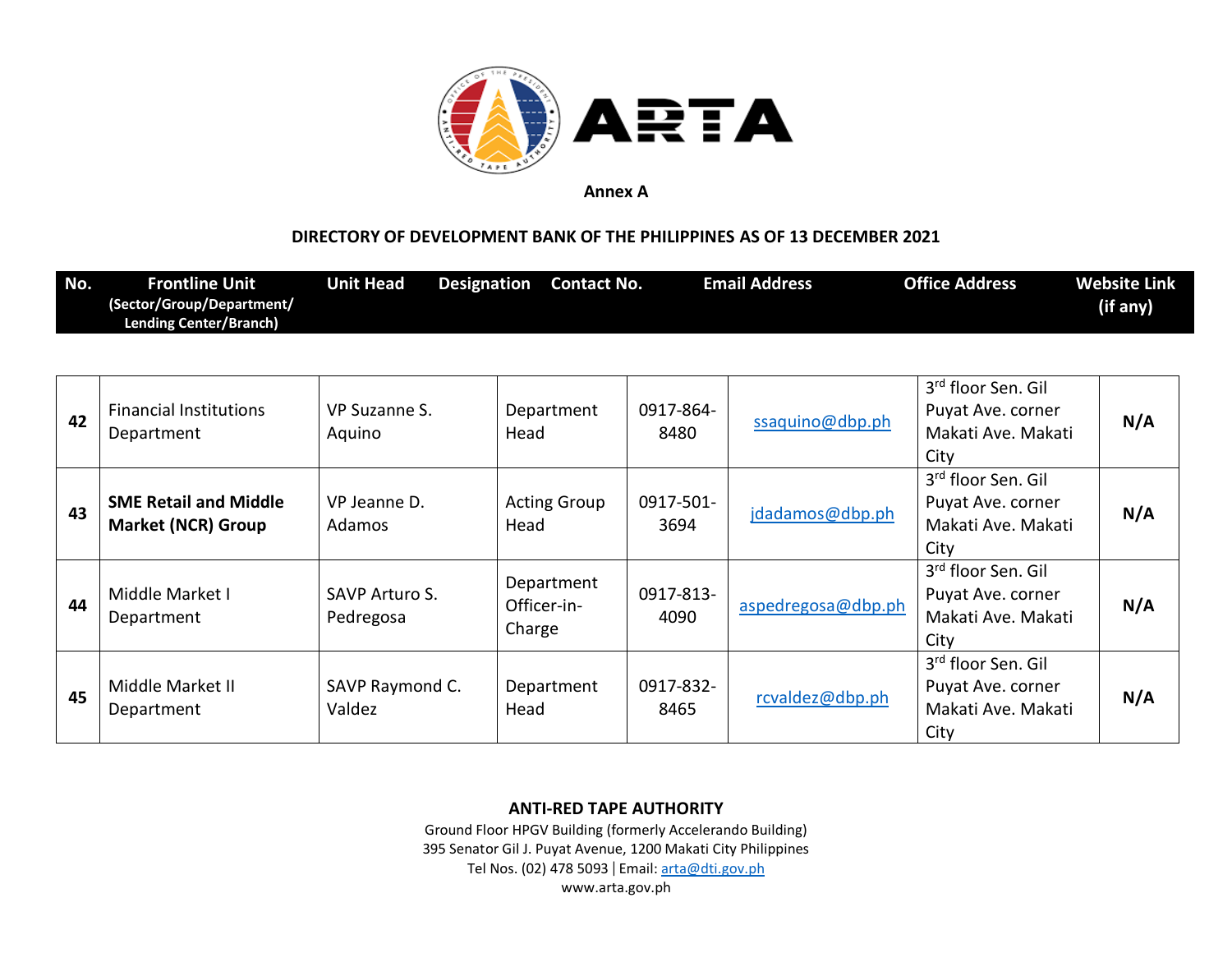Annex A

**DIRECTORY OF DEVELOPMENT BANK OF THE PHILIPPINES AS OF 13 DECEMBER 2021**

| No. | Frontline Unit (Sector/Group/Department/ Lending Center/Branch) | Unit Head | Designation | Contact No. | Email Address | Office Address | Website Link (if any) |
|---|---|---|---|---|---|---|---|
| **42** | Financial Institutions Department | VP Suzanne S. Aquino | Department Head | 0917-864-8480 | ssaquino@dbp.ph | 3rd floor Sen. Gil Puyat Ave. corner Makati Ave. Makati City | **N/A** |
| **43** | **SME Retail and Middle Market (NCR) Group** | VP Jeanne D. Adamos | Acting Group Head | 0917-501-3694 | jdadamos@dbp.ph | 3rd floor Sen. Gil Puyat Ave. corner Makati Ave. Makati City | **N/A** |
| **44** | Middle Market I Department | SAVP Arturo S. Pedregosa | Department Officer-in-Charge | 0917-813-4090 | aspedregosa@dbp.ph | 3rd floor Sen. Gil Puyat Ave. corner Makati Ave. Makati City | **N/A** |
| **45** | Middle Market II Department | SAVP Raymond C. Valdez | Department Head | 0917-832-8465 | rcvaldez@dbp.ph | 3rd floor Sen. Gil Puyat Ave. corner Makati Ave. Makati City | **N/A** |

**ANTI-RED TAPE AUTHORITY**
Ground Floor HPGV Building (formerly Accelerando Building)
395 Senator Gil J. Puyat Avenue, 1200 Makati City Philippines
Tel Nos. (02) 478 5093 | Email: arta@dti.gov.ph
www.arta.gov.ph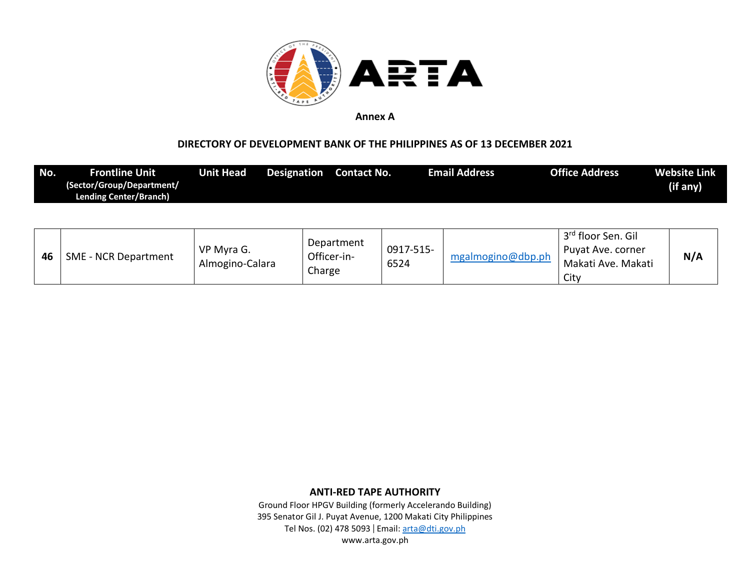**Annex A**

**DIRECTORY OF DEVELOPMENT BANK OF THE PHILIPPINES AS OF 13 DECEMBER 2021**

| No. | Frontline Unit (Sector/Group/Department/ Lending Center/Branch) | Unit Head | Designation | Contact No. | Email Address | Office Address | Website Link (if any) |
|---|---|---|---|---|---|---|---|
| 46 | SME - NCR Department | VP Myra G. Almogino-Calara | Department Officer-in-Charge | 0917-515-6524 | mgalmogino@dbp.ph | 3rd floor Sen. Gil Puyat Ave. corner Makati Ave. Makati City | N/A |

**ANTI-RED TAPE AUTHORITY**
Ground Floor HPGV Building (formerly Accelerando Building)
395 Senator Gil J. Puyat Avenue, 1200 Makati City Philippines
Tel Nos. (02) 478 5093 | Email: arta@dti.gov.ph
www.arta.gov.ph